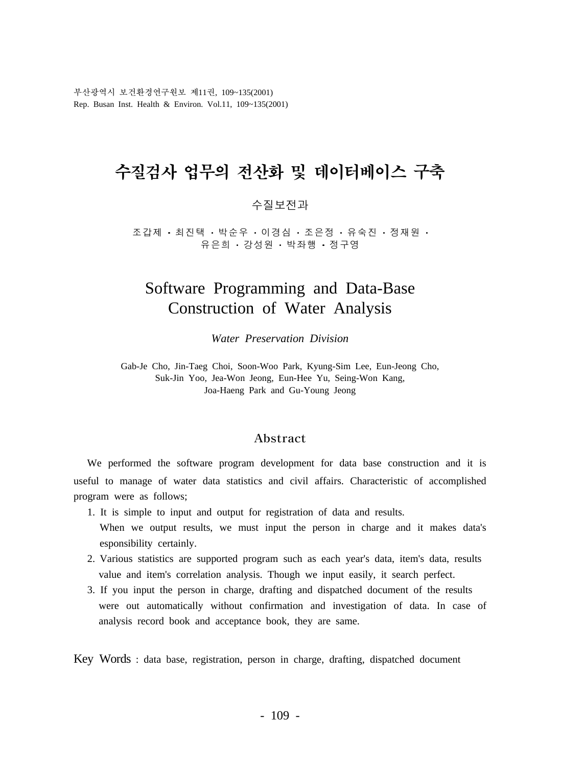# 수질검사 업무의 전산화 및 데이터베이스 구축

수질보전과

조갑제 · 최진택 · 박순우 · 이경심 · 조은정 · 유숙진 · 정재원 · 유은희 · 강성원 · 박좌행 · 정구영

# Software Programming and Data-Base Construction of Water Analysis

*Water Preservation Division*

Gab-Je Cho, Jin-Taeg Choi, Soon-Woo Park, Kyung-Sim Lee, Eun-Jeong Cho, Suk-Jin Yoo, Jea-Won Jeong, Eun-Hee Yu, Seing-Won Kang, Joa-Haeng Park and Gu-Young Jeong

## Abstract

We performed the software program development for data base construction and it is useful to manage of water data statistics and civil affairs. Characteristic of accomplished program were as follows;

1. It is simple to input and output for registration of data and results. When we output results, we must input the person in charge and it makes data's esponsibility certainly.
2. Various statistics are supported program such as each year's data, item's data, results value and item's correlation analysis. Though we input easily, it search perfect.
3. If you input the person in charge, drafting and dispatched document of the results were out automatically without confirmation and investigation of data. In case of analysis record book and acceptance book, they are same.

Key Words : data base, registration, person in charge, drafting, dispatched document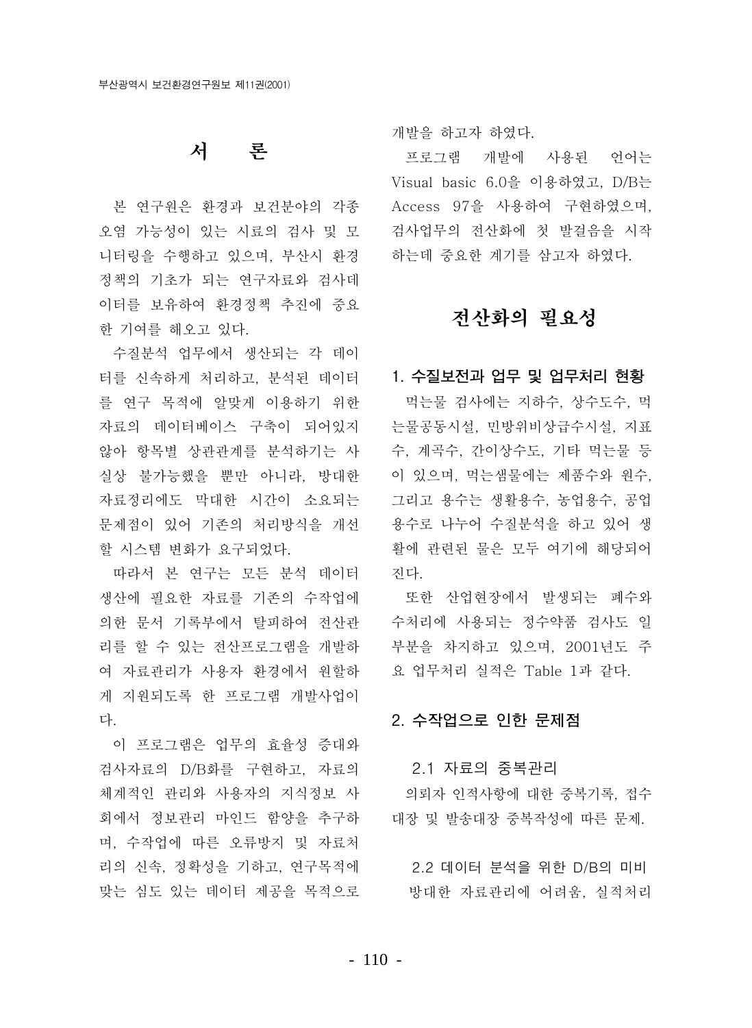# 서 론

본 연구원은 환경과 보건분야의 각종 오염 가능성이 있는 시료의 검사 및 모니터링을 수행하고 있으며, 부산시 환경정책의 기초가 되는 연구자료와 검사데이터를 보유하여 환경정책 추진에 중요한 기여를 해오고 있다.

수질분석 업무에서 생산되는 각 데이터를 신속하게 처리하고, 분석된 데이터를 연구 목적에 알맞게 이용하기 위한 자료의 데이터베이스 구축이 되어있지 않아 항목별 상관관계를 분석하기는 사실상 불가능했을 뿐만 아니라, 방대한 자료정리에도 막대한 시간이 소요되는 문제점이 있어 기존의 처리방식을 개선할 시스템 변화가 요구되었다.

따라서 본 연구는 모든 분석 데이터 생산에 필요한 자료를 기존의 수작업에 의한 문서 기록부에서 탈피하여 전산관리를 할 수 있는 전산프로그램을 개발하여 자료관리가 사용자 환경에서 원할하게 지원되도록 한 프로그램 개발사업이다.

이 프로그램은 업무의 효율성 증대와 검사자료의 D/B화를 구현하고, 자료의 체계적인 관리와 사용자의 지식정보 사회에서 정보관리 마인드 함양을 추구하며, 수작업에 따른 오류방지 및 자료처리의 신속, 정확성을 기하고, 연구목적에 맞는 심도 있는 데이터 제공을 목적으로 개발을 하고자 하였다.

프로그램 개발에 사용된 언어는 Visual basic 6.0을 이용하였고, D/B는 Access 97을 사용하여 구현하였으며, 검사업무의 전산화에 첫 발걸음을 시작하는데 중요한 계기를 삼고자 하였다.

# 전산화의 필요성

## 1. 수질보전과 업무 및 업무처리 현황

먹는물 검사에는 지하수, 상수도수, 먹는물공동시설, 민방위비상급수시설, 지표수, 계곡수, 간이상수도, 기타 먹는물 등이 있으며, 먹는샘물에는 제품수와 원수, 그리고 용수는 생활용수, 농업용수, 공업용수로 나누어 수질분석을 하고 있어 생활에 관련된 물은 모두 여기에 해당되어진다.

또한 산업현장에서 발생되는 폐수와 수처리에 사용되는 정수약품 검사도 일부분을 차지하고 있으며, 2001년도 주요 업무처리 실적은 Table 1과 같다.

## 2. 수작업으로 인한 문제점

### 2.1 자료의 중복관리

의뢰자 인적사항에 대한 중복기록, 접수대장 및 발송대장 중복작성에 따른 문제.

### 2.2 데이터 분석을 위한 D/B의 미비

방대한 자료관리에 어려움, 실적처리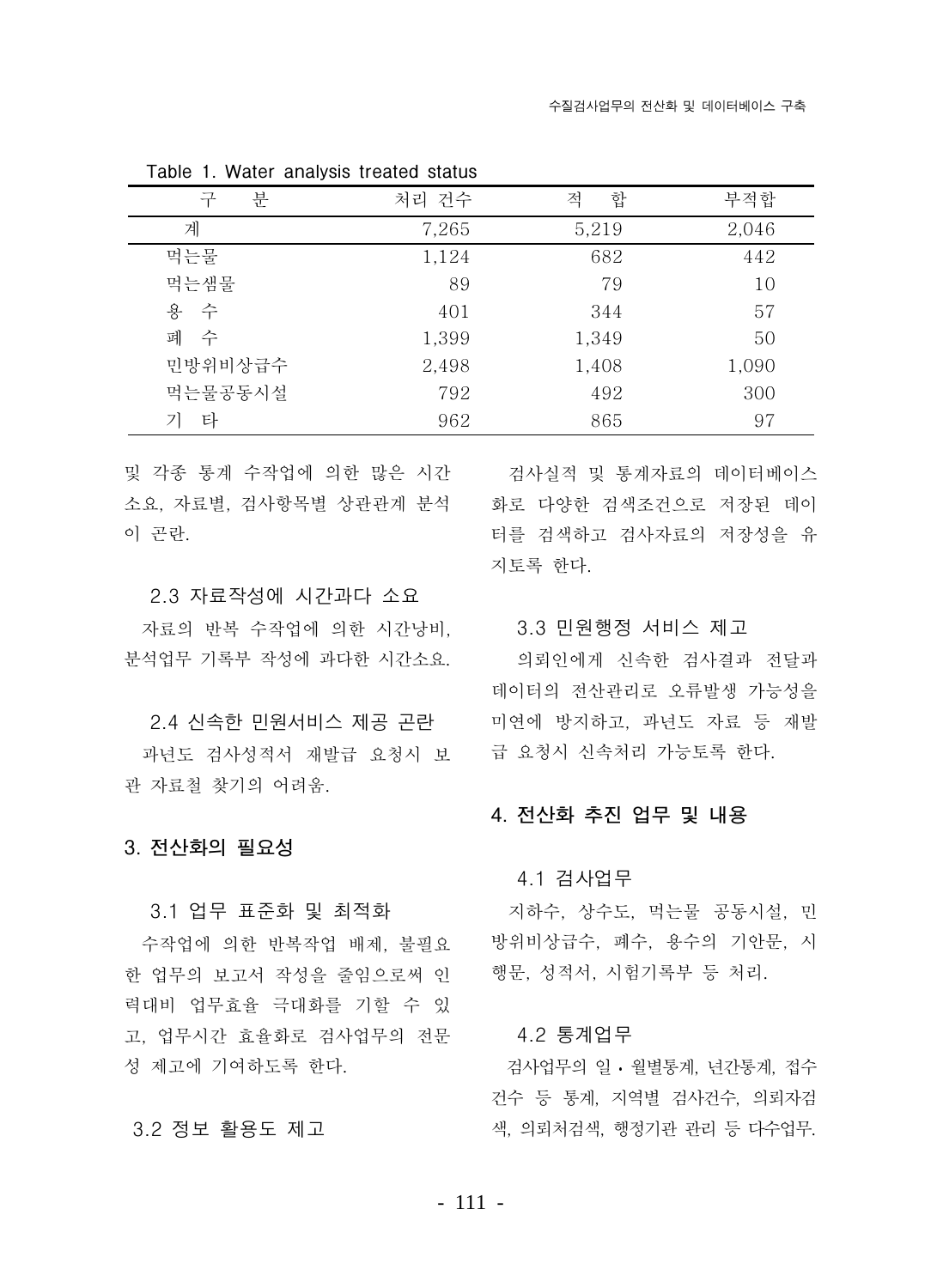Table 1. Water analysis treated status

| 구 분 | 처리 건수 | 적 합 | 부적합 |
|---|---|---|---|
| 계 | 7,265 | 5,219 | 2,046 |
| 먹는물 | 1,124 | 682 | 442 |
| 먹는샘물 | 89 | 79 | 10 |
| 용 수 | 401 | 344 | 57 |
| 폐 수 | 1,399 | 1,349 | 50 |
| 민방위비상급수 | 2,498 | 1,408 | 1,090 |
| 먹는물공동시설 | 792 | 492 | 300 |
| 기 타 | 962 | 865 | 97 |

및 각종 통계 수작업에 의한 많은 시간 소요, 자료별, 검사항목별 상관관계 분석이 곤란.

### 2.3 자료작성에 시간과다 소요

자료의 반복 수작업에 의한 시간낭비, 분석업무 기록부 작성에 과다한 시간소요.

### 2.4 신속한 민원서비스 제공 곤란

과년도 검사성적서 재발급 요청시 보관 자료철 찾기의 어려움.

## 3. 전산화의 필요성

### 3.1 업무 표준화 및 최적화

수작업에 의한 반복작업 배제, 불필요한 업무의 보고서 작성을 줄임으로써 인력대비 업무효율 극대화를 기할 수 있고, 업무시간 효율화로 검사업무의 전문성 제고에 기여하도록 한다.

### 3.2 정보 활용도 제고

검사실적 및 통계자료의 데이터베이스화로 다양한 검색조건으로 저장된 데이터를 검색하고 검사자료의 저장성을 유지토록 한다.

### 3.3 민원행정 서비스 제고

의뢰인에게 신속한 검사결과 전달과 데이터의 전산관리로 오류발생 가능성을 미연에 방지하고, 과년도 자료 등 재발급 요청시 신속처리 가능토록 한다.

## 4. 전산화 추진 업무 및 내용

### 4.1 검사업무

지하수, 상수도, 먹는물 공동시설, 민방위비상급수, 폐수, 용수의 기안문, 시행문, 성적서, 시험기록부 등 처리.

### 4.2 통계업무

검사업무의 일・월별통계, 년간통계, 접수건수 등 통계, 지역별 검사건수, 의뢰자검색, 의뢰처검색, 행정기관 관리 등 다수업무.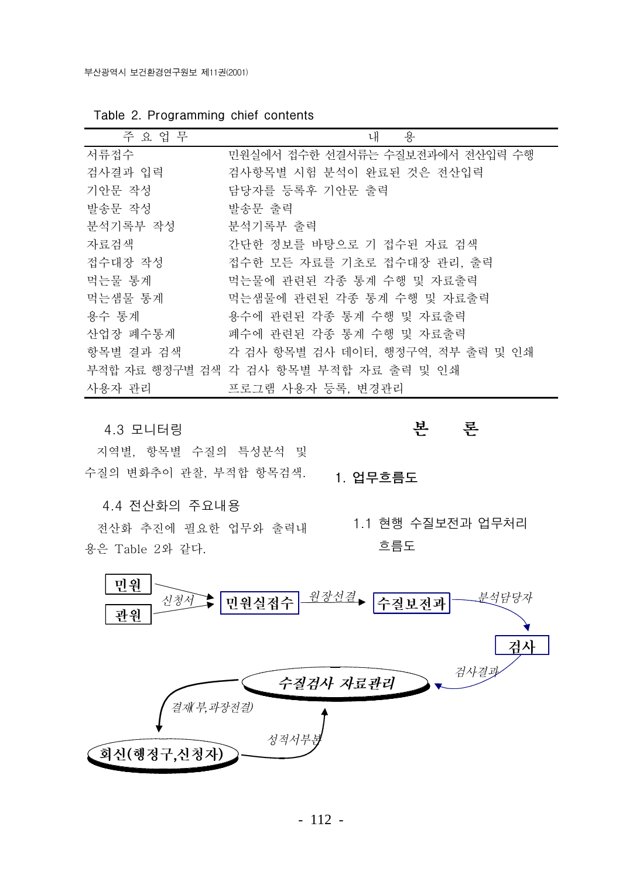Table 2. Programming chief contents

| 주 요 업 무 | 내 용 |
|---|---|
| 서류접수 | 민원실에서 접수한 선결서류는 수질보전과에서 전산입력 수행 |
| 검사결과 입력 | 검사항목별 시험 분석이 완료된 것은 전산입력 |
| 기안문 작성 | 담당자를 등록후 기안문 출력 |
| 발송문 작성 | 발송문 출력 |
| 분석기록부 작성 | 분석기록부 출력 |
| 자료검색 | 간단한 정보를 바탕으로 기 접수된 자료 검색 |
| 접수대장 작성 | 접수한 모든 자료를 기초로 접수대장 관리, 출력 |
| 먹는물 통계 | 먹는물에 관련된 각종 통계 수행 및 자료출력 |
| 먹는샘물 통계 | 먹는샘물에 관련된 각종 통계 수행 및 자료출력 |
| 용수 통계 | 용수에 관련된 각종 통계 수행 및 자료출력 |
| 산업장 폐수통계 | 폐수에 관련된 각종 통계 수행 및 자료출력 |
| 항목별 결과 검색 | 각 검사 항목별 검사 데이터, 행정구역, 적부 출력 및 인쇄 |
| 부적합 자료 행정구별 검색 | 각 검사 항목별 부적합 자료 출력 및 인쇄 |
| 사용자 관리 | 프로그램 사용자 등록, 변경관리 |

### 4.3 모니터링

지역별, 항목별 수질의 특성분석 및 수질의 변화추이 관찰, 부적합 항목검색.

### 4.4 전산화의 주요내용

전산화 추진에 필요한 업무와 출력내용은 Table 2와 같다.

## 본 론

### 1. 업무흐름도

#### 1.1 현행 수질보전과 업무처리 흐름도

민원 / 관원 → *신청서* → 민원실접수 → *원장선결* → 수질보전과 → *분석담당자* → 검사 → *검사결과* → *수질검사 자료관리* → *결재(부,과장전결)* → 회신(행정구,신청자) → *성적서부본* → *수질검사 자료관리*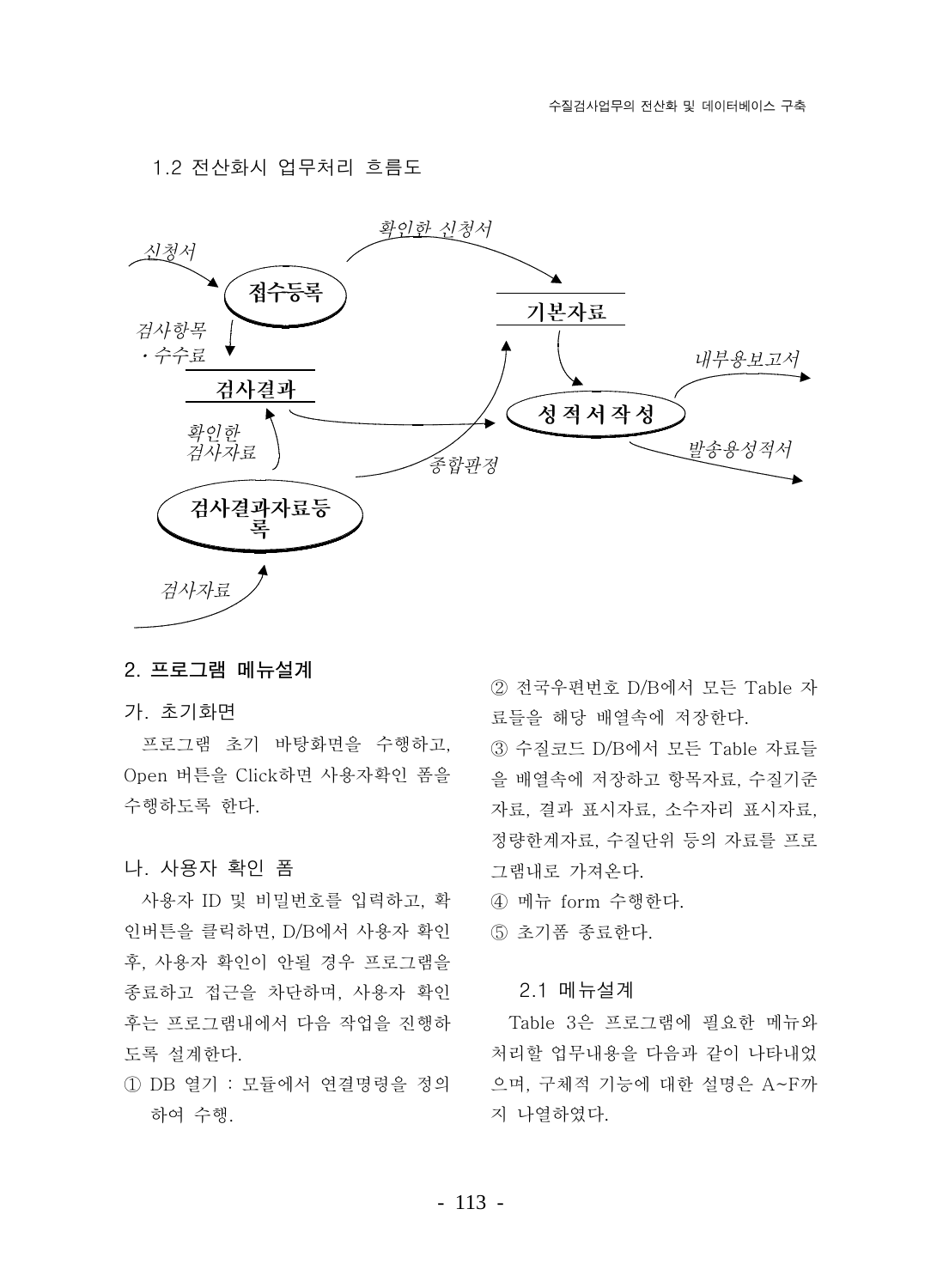### 1.2 전산화시 업무처리 흐름도

신청서 → 접수등록
접수등록 → 확인한 신청서 → 기본자료
접수등록 → 검사항목·수수료 → 검사결과
검사자료 → 검사결과자료등록
검사결과자료등록 → 확인한 검사자료 → 검사결과
검사결과자료등록 → 종합판정 → 기본자료
검사결과 → 성적서작성
기본자료 → 성적서작성
성적서작성 → 내부용보고서
성적서작성 → 발송용성적서

## 2. 프로그램 메뉴설계

### 가. 초기화면

프로그램 초기 바탕화면을 수행하고, Open 버튼을 Click하면 사용자확인 폼을 수행하도록 한다.

### 나. 사용자 확인 폼

사용자 ID 및 비밀번호를 입력하고, 확인버튼을 클릭하면, D/B에서 사용자 확인 후, 사용자 확인이 안될 경우 프로그램을 종료하고 접근을 차단하며, 사용자 확인 후는 프로그램내에서 다음 작업을 진행하도록 설계한다.

① DB 열기 : 모듈에서 연결명령을 정의하여 수행.

② 전국우편번호 D/B에서 모든 Table 자료들을 해당 배열속에 저장한다.

③ 수질코드 D/B에서 모든 Table 자료들을 배열속에 저장하고 항목자료, 수질기준자료, 결과 표시자료, 소수자리 표시자료, 정량한계자료, 수질단위 등의 자료를 프로그램내로 가져온다.

④ 메뉴 form 수행한다.

⑤ 초기폼 종료한다.

### 2.1 메뉴설계

Table 3은 프로그램에 필요한 메뉴와 처리할 업무내용을 다음과 같이 나타내었으며, 구체적 기능에 대한 설명은 A~F까지 나열하였다.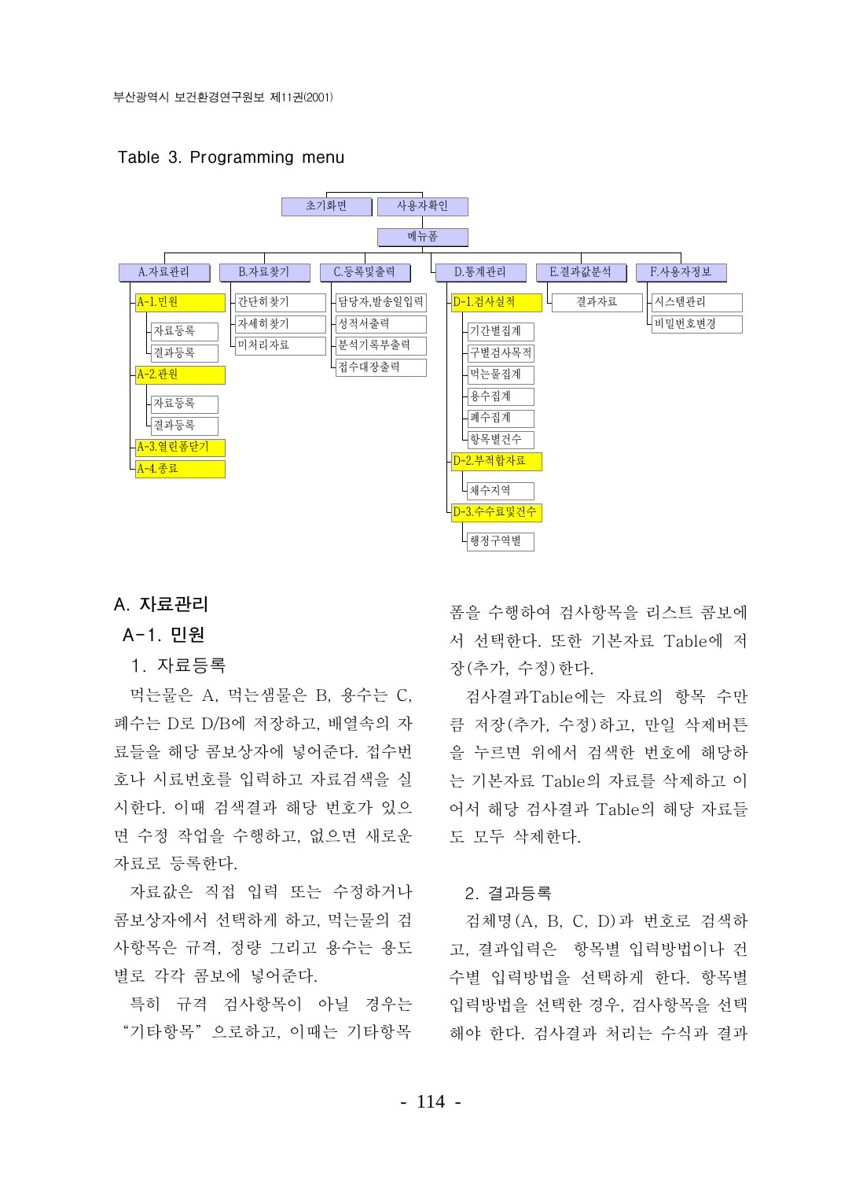Table 3. Programming menu

- 초기화면
- 사용자확인
  - 메뉴폼
    - A.자료관리
      - A-1.민원
        - 자료등록
        - 결과등록
      - A-2.관원
        - 자료등록
        - 결과등록
      - A-3.열린폼닫기
      - A-4.종료
    - B.자료찾기
      - 간단히찾기
      - 자세히찾기
      - 미처리자료
    - C.등록및출력
      - 담당자,발송일입력
      - 성적서출력
      - 분석기록부출력
      - 접수대장출력
    - D.통계관리
      - D-1.검사실적
        - 기간별집계
        - 구별검사목적
        - 먹는물집계
        - 용수집계
        - 폐수집계
        - 항목별건수
      - D-2.부적합자료
        - 채수지역
      - D-3.수수료및건수
        - 행정구역별
    - E.결과값분석
      - 결과자료
    - F.사용자정보
      - 시스템관리
      - 비밀번호변경

## A. 자료관리

### A-1. 민원

#### 1. 자료등록

먹는물은 A, 먹는샘물은 B, 용수는 C, 폐수는 D로 D/B에 저장하고, 배열속의 자료들을 해당 콤보상자에 넣어준다. 접수번호나 시료번호를 입력하고 자료검색을 실시한다. 이때 검색결과 해당 번호가 있으면 수정 작업을 수행하고, 없으면 새로운 자료로 등록한다.

자료값은 직접 입력 또는 수정하거나 콤보상자에서 선택하게 하고, 먹는물의 검사항목은 규격, 정량 그리고 용수는 용도별로 각각 콤보에 넣어준다.

특히 규격 검사항목이 아닐 경우는 "기타항목"으로하고, 이때는 기타항목 폼을 수행하여 검사항목을 리스트 콤보에서 선택한다. 또한 기본자료 Table에 저장(추가, 수정)한다.

검사결과Table에는 자료의 항목 수만큼 저장(추가, 수정)하고, 만일 삭제버튼을 누르면 위에서 검색한 번호에 해당하는 기본자료 Table의 자료를 삭제하고 이어서 해당 검사결과 Table의 해당 자료들도 모두 삭제한다.

#### 2. 결과등록

검체명(A, B, C, D)과 번호로 검색하고, 결과입력은 항목별 입력방법이나 건수별 입력방법을 선택하게 한다. 항목별 입력방법을 선택한 경우, 검사항목을 선택해야 한다. 검사결과 처리는 수식과 결과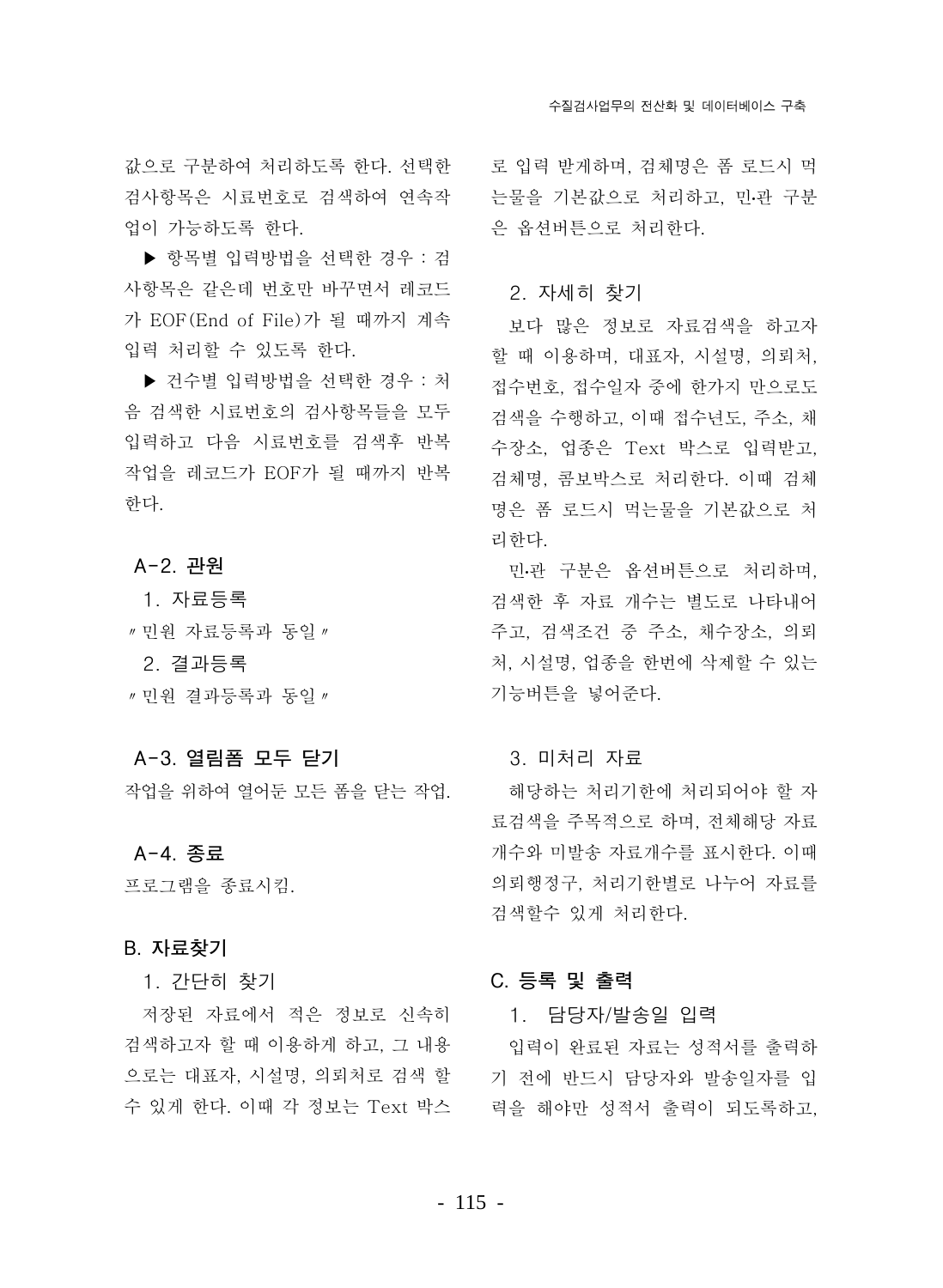값으로 구분하여 처리하도록 한다. 선택한 검사항목은 시료번호로 검색하여 연속작업이 가능하도록 한다.

▶ 항목별 입력방법을 선택한 경우 : 검사항목은 같은데 번호만 바꾸면서 레코드가 EOF(End of File)가 될 때까지 계속 입력 처리할 수 있도록 한다.

▶ 건수별 입력방법을 선택한 경우 : 처음 검색한 시료번호의 검사항목들을 모두 입력하고 다음 시료번호를 검색후 반복 작업을 레코드가 EOF가 될 때까지 반복한다.

### A-2. 관원

1. 자료등록

〃민원 자료등록과 동일〃

2. 결과등록

〃민원 결과등록과 동일〃

### A-3. 열림폼 모두 닫기

작업을 위하여 열어둔 모든 폼을 닫는 작업.

### A-4. 종료

프로그램을 종료시킴.

## B. 자료찾기

1. 간단히 찾기

저장된 자료에서 적은 정보로 신속히 검색하고자 할 때 이용하게 하고, 그 내용으로는 대표자, 시설명, 의뢰처로 검색 할 수 있게 한다. 이때 각 정보는 Text 박스로 입력 받게하며, 검체명은 폼 로드시 먹는물을 기본값으로 처리하고, 민·관 구분은 옵션버튼으로 처리한다.

2. 자세히 찾기

보다 많은 정보로 자료검색을 하고자 할 때 이용하며, 대표자, 시설명, 의뢰처, 접수번호, 접수일자 중에 한가지 만으로도 검색을 수행하고, 이때 접수년도, 주소, 채수장소, 업종은 Text 박스로 입력받고, 검체명, 콤보박스로 처리한다. 이때 검체명은 폼 로드시 먹는물을 기본값으로 처리한다.

민·관 구분은 옵션버튼으로 처리하며, 검색한 후 자료 개수는 별도로 나타내어 주고, 검색조건 중 주소, 채수장소, 의뢰처, 시설명, 업종을 한번에 삭제할 수 있는 기능버튼을 넣어준다.

3. 미처리 자료

해당하는 처리기한에 처리되어야 할 자료검색을 주목적으로 하며, 전체해당 자료 개수와 미발송 자료개수를 표시한다. 이때 의뢰행정구, 처리기한별로 나누어 자료를 검색할수 있게 처리한다.

## C. 등록 및 출력

1. 담당자/발송일 입력

입력이 완료된 자료는 성적서를 출력하기 전에 반드시 담당자와 발송일자를 입력을 해야만 성적서 출력이 되도록하고,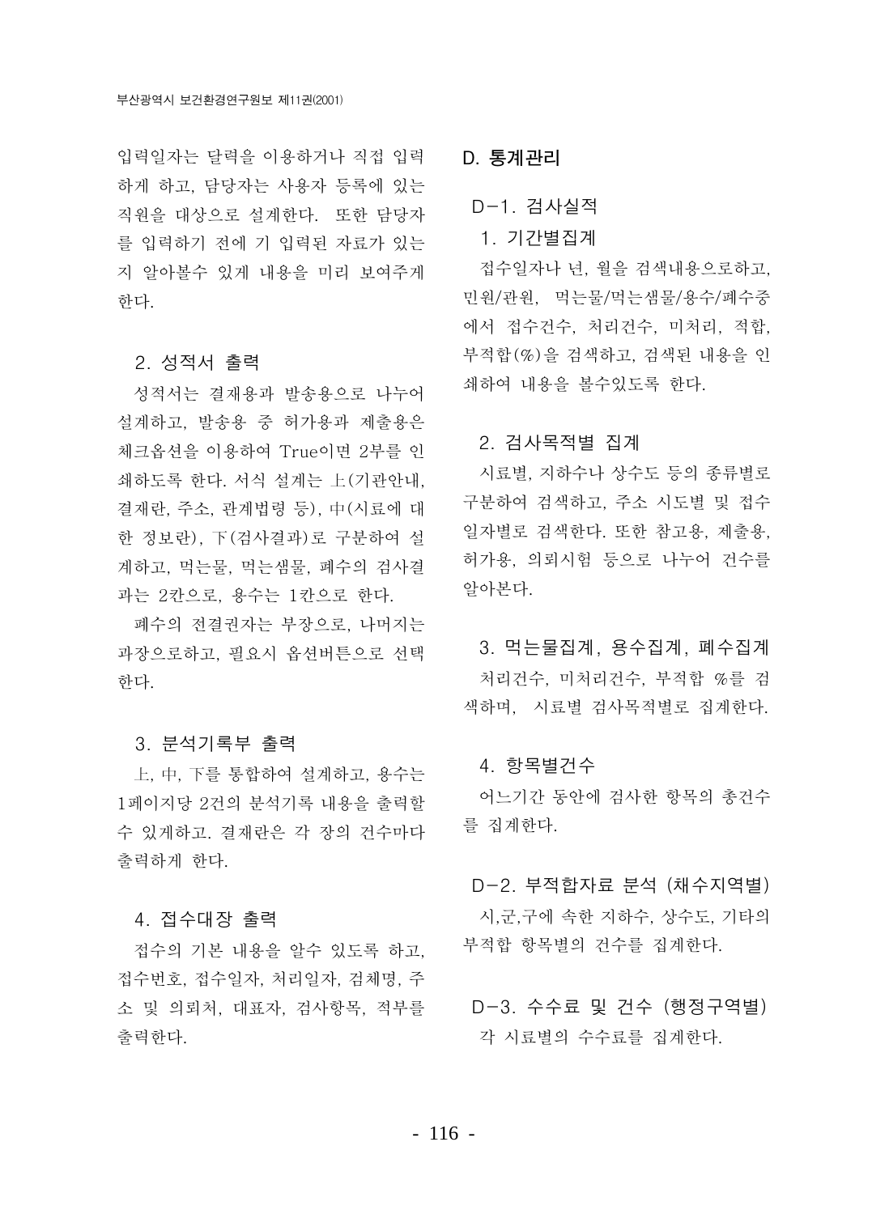입력일자는 달력을 이용하거나 직접 입력하게 하고, 담당자는 사용자 등록에 있는 직원을 대상으로 설계한다. 또한 담당자를 입력하기 전에 기 입력된 자료가 있는지 알아볼수 있게 내용을 미리 보여주게 한다.

### 2. 성적서 출력

성적서는 결재용과 발송용으로 나누어 설계하고, 발송용 중 허가용과 제출용은 체크옵션을 이용하여 True이면 2부를 인쇄하도록 한다. 서식 설계는 上(기관안내, 결재란, 주소, 관계법령 등), 中(시료에 대한 정보란), 下(검사결과)로 구분하여 설계하고, 먹는물, 먹는샘물, 폐수의 검사결과는 2칸으로, 용수는 1칸으로 한다.

폐수의 전결권자는 부장으로, 나머지는 과장으로하고, 필요시 옵션버튼으로 선택한다.

### 3. 분석기록부 출력

上, 中, 下를 통합하여 설계하고, 용수는 1페이지당 2건의 분석기록 내용을 출력할 수 있게하고. 결재란은 각 장의 건수마다 출력하게 한다.

### 4. 접수대장 출력

접수의 기본 내용을 알수 있도록 하고, 접수번호, 접수일자, 처리일자, 검체명, 주소 및 의뢰처, 대표자, 검사항목, 적부를 출력한다.

## D. 통계관리

### D-1. 검사실적

#### 1. 기간별집계

접수일자나 년, 월을 검색내용으로하고, 민원/관원, 먹는물/먹는샘물/용수/폐수중에서 접수건수, 처리건수, 미처리, 적합, 부적합(%)을 검색하고, 검색된 내용을 인쇄하여 내용을 볼수있도록 한다.

#### 2. 검사목적별 집계

시료별, 지하수나 상수도 등의 종류별로 구분하여 검색하고, 주소 시도별 및 접수일자별로 검색한다. 또한 참고용, 제출용, 허가용, 의뢰시험 등으로 나누어 건수를 알아본다.

#### 3. 먹는물집계, 용수집계, 폐수집계

처리건수, 미처리건수, 부적합 %를 검색하며, 시료별 검사목적별로 집계한다.

#### 4. 항목별건수

어느기간 동안에 검사한 항목의 총건수를 집계한다.

### D-2. 부적합자료 분석 (채수지역별)

시,군,구에 속한 지하수, 상수도, 기타의 부적합 항목별의 건수를 집계한다.

### D-3. 수수료 및 건수 (행정구역별)

각 시료별의 수수료를 집계한다.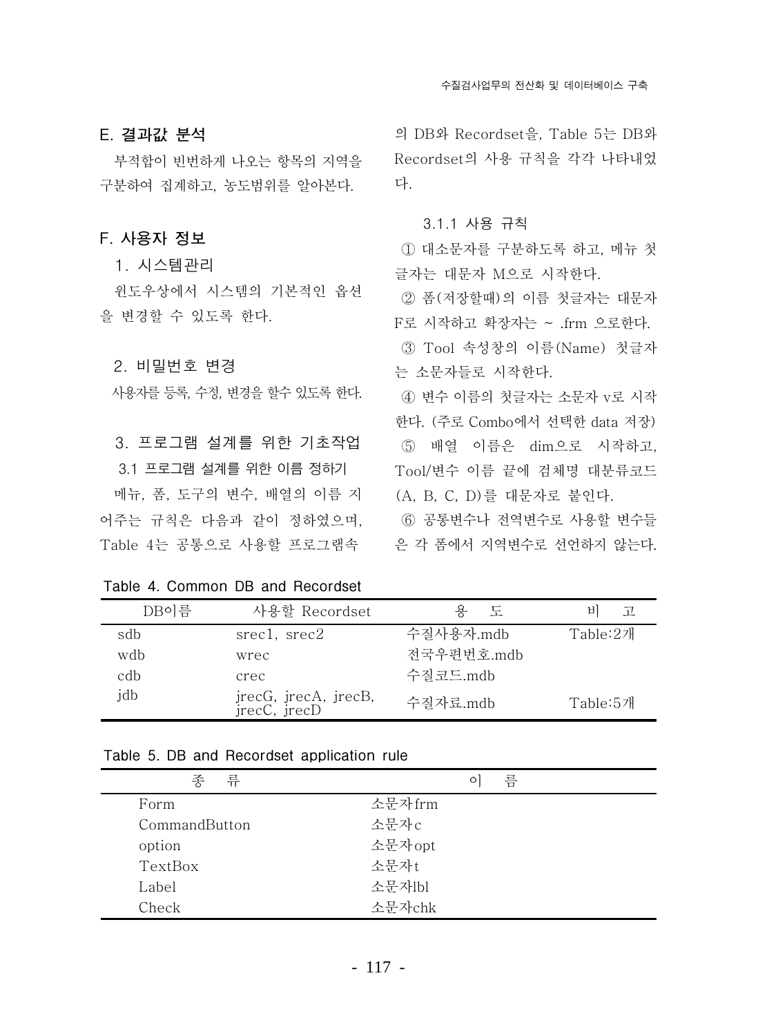### E. 결과값 분석

부적합이 빈번하게 나오는 항목의 지역을 구분하여 집계하고, 농도범위를 알아본다.

### F. 사용자 정보

1. 시스템관리

윈도우상에서 시스템의 기본적인 옵션을 변경할 수 있도록 한다.

2. 비밀번호 변경

사용자를 등록, 수정, 변경을 할수 있도록 한다.

3. 프로그램 설계를 위한 기초작업

3.1 프로그램 설계를 위한 이름 정하기

메뉴, 폼, 도구의 변수, 배열의 이름 지어주는 규칙은 다음과 같이 정하였으며, Table 4는 공통으로 사용할 프로그램속의 DB와 Recordset을, Table 5는 DB와 Recordset의 사용 규칙을 각각 나타내었다.

3.1.1 사용 규칙

① 대소문자를 구분하도록 하고, 메뉴 첫 글자는 대문자 M으로 시작한다.

② 폼(저장할때)의 이름 첫글자는 대문자 F로 시작하고 확장자는 ~ .frm 으로한다.

③ Tool 속성창의 이름(Name) 첫글자는 소문자들로 시작한다.

④ 변수 이름의 첫글자는 소문자 v로 시작한다. (주로 Combo에서 선택한 data 저장)

⑤ 배열 이름은 dim으로 시작하고, Tool/변수 이름 끝에 검체명 대분류코드(A, B, C, D)를 대문자로 붙인다.

⑥ 공통변수나 전역변수로 사용할 변수들은 각 폼에서 지역변수로 선언하지 않는다.

Table 4. Common DB and Recordset

| DB이름 | 사용할 Recordset | 용 도 | 비 고 |
|---|---|---|---|
| sdb | srec1, srec2 | 수질사용자.mdb | Table:2개 |
| wdb | wrec | 전국우편번호.mdb | |
| cdb | crec | 수질코드.mdb | |
| jdb | jrecG, jrecA, jrecB, jrecC, jrecD | 수질자료.mdb | Table:5개 |

Table 5. DB and Recordset application rule

| 종 류 | 이 름 |
|---|---|
| Form | 소문자frm |
| CommandButton | 소문자c |
| option | 소문자opt |
| TextBox | 소문자t |
| Label | 소문자lbl |
| Check | 소문자chk |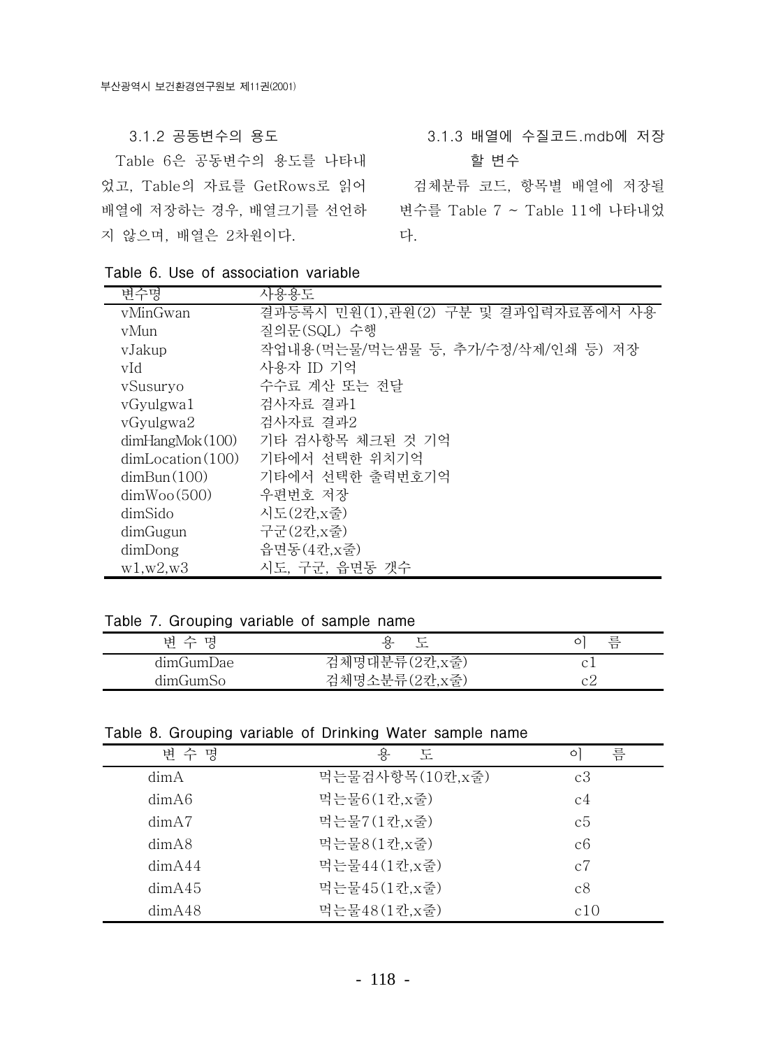### 3.1.2 공동변수의 용도

Table 6은 공동변수의 용도를 나타내었고, Table의 자료를 GetRows로 읽어 배열에 저장하는 경우, 배열크기를 선언하지 않으며, 배열은 2차원이다.

### 3.1.3 배열에 수질코드.mdb에 저장할 변수

검체분류 코드, 항목별 배열에 저장될 변수를 Table 7 ~ Table 11에 나타내었다.

Table 6. Use of association variable

| 변수명 | 사용용도 |
|---|---|
| vMinGwan | 결과등록시 민원(1),관원(2) 구분 및 결과입력자료폼에서 사용 |
| vMun | 질의문(SQL) 수행 |
| vJakup | 작업내용(먹는물/먹는샘물 등, 추가/수정/삭제/인쇄 등) 저장 |
| vId | 사용자 ID 기억 |
| vSusuryo | 수수료 계산 또는 전달 |
| vGyulgwa1 | 검사자료 결과1 |
| vGyulgwa2 | 검사자료 결과2 |
| dimHangMok(100) | 기타 검사항목 체크된 것 기억 |
| dimLocation(100) | 기타에서 선택한 위치기억 |
| dimBun(100) | 기타에서 선택한 출력번호기억 |
| dimWoo(500) | 우편번호 저장 |
| dimSido | 시도(2칸,x줄) |
| dimGugun | 구군(2칸,x줄) |
| dimDong | 읍면동(4칸,x줄) |
| w1,w2,w3 | 시도, 구군, 읍면동 갯수 |

Table 7. Grouping variable of sample name

| 변 수 명 | 용 도 | 이 름 |
|---|---|---|
| dimGumDae | 검체명대분류(2칸,x줄) | c1 |
| dimGumSo | 검체명소분류(2칸,x줄) | c2 |

Table 8. Grouping variable of Drinking Water sample name

| 변 수 명 | 용 도 | 이 름 |
|---|---|---|
| dimA | 먹는물검사항목(10칸,x줄) | c3 |
| dimA6 | 먹는물6(1칸,x줄) | c4 |
| dimA7 | 먹는물7(1칸,x줄) | c5 |
| dimA8 | 먹는물8(1칸,x줄) | c6 |
| dimA44 | 먹는물44(1칸,x줄) | c7 |
| dimA45 | 먹는물45(1칸,x줄) | c8 |
| dimA48 | 먹는물48(1칸,x줄) | c10 |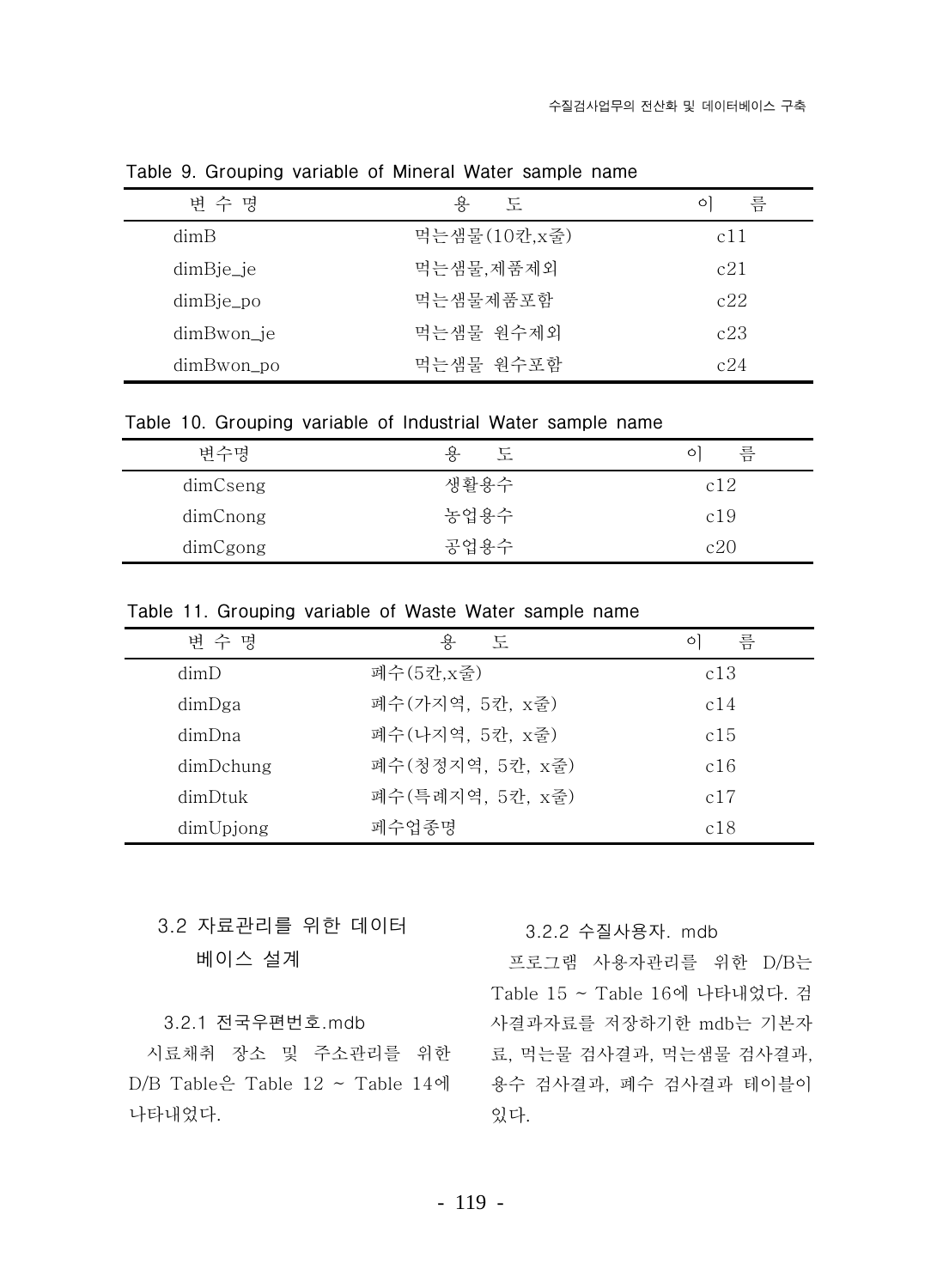Table 9. Grouping variable of Mineral Water sample name

| 변 수 명 | 용 도 | 이 름 |
|---|---|---|
| dimB | 먹는샘물(10칸,x줄) | c11 |
| dimBje_je | 먹는샘물,제품제외 | c21 |
| dimBje_po | 먹는샘물제품포함 | c22 |
| dimBwon_je | 먹는샘물 원수제외 | c23 |
| dimBwon_po | 먹는샘물 원수포함 | c24 |

Table 10. Grouping variable of Industrial Water sample name

| 변수명 | 용 도 | 이 름 |
|---|---|---|
| dimCseng | 생활용수 | c12 |
| dimCnong | 농업용수 | c19 |
| dimCgong | 공업용수 | c20 |

Table 11. Grouping variable of Waste Water sample name

| 변 수 명 | 용 도 | 이 름 |
|---|---|---|
| dimD | 폐수(5칸,x줄) | c13 |
| dimDga | 폐수(가지역, 5칸, x줄) | c14 |
| dimDna | 폐수(나지역, 5칸, x줄) | c15 |
| dimDchung | 폐수(청정지역, 5칸, x줄) | c16 |
| dimDtuk | 폐수(특례지역, 5칸, x줄) | c17 |
| dimUpjong | 폐수업종명 | c18 |

## 3.2 자료관리를 위한 데이터 베이스 설계

### 3.2.1 전국우편번호.mdb

시료채취 장소 및 주소관리를 위한 D/B Table은 Table 12 ~ Table 14에 나타내었다.

### 3.2.2 수질사용자. mdb

프로그램 사용자관리를 위한 D/B는 Table 15 ~ Table 16에 나타내었다. 검사결과자료를 저장하기한 mdb는 기본자료, 먹는물 검사결과, 먹는샘물 검사결과, 용수 검사결과, 폐수 검사결과 테이블이 있다.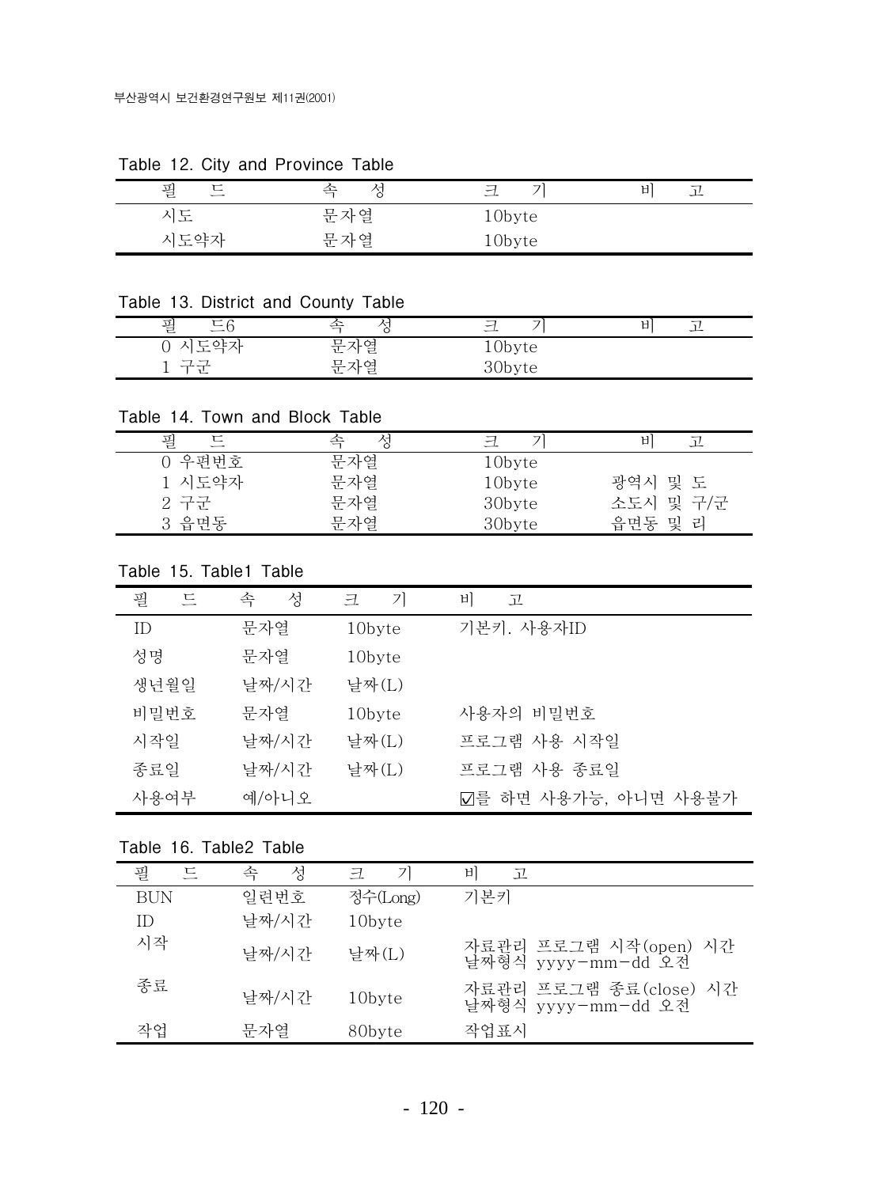Table 12. City and Province Table

| 필　드 | 속　성 | 크　기 | 비　고 |
|---|---|---|---|
| 시도 | 문자열 | 10byte | |
| 시도약자 | 문자열 | 10byte | |

Table 13. District and County Table

| 필　드6 | 속　성 | 크　기 | 비　고 |
|---|---|---|---|
| 0 시도약자 | 문자열 | 10byte | |
| 1 구군 | 문자열 | 30byte | |

Table 14. Town and Block Table

| 필　드 | 속　성 | 크　기 | 비　고 |
|---|---|---|---|
| 0 우편번호 | 문자열 | 10byte | |
| 1 시도약자 | 문자열 | 10byte | 광역시 및 도 |
| 2 구군 | 문자열 | 30byte | 소도시 및 구/군 |
| 3 읍면동 | 문자열 | 30byte | 읍면동 및 리 |

Table 15. Table1 Table

| 필　드 | 속　성 | 크　기 | 비　고 |
|---|---|---|---|
| ID | 문자열 | 10byte | 기본키. 사용자ID |
| 성명 | 문자열 | 10byte | |
| 생년월일 | 날짜/시간 | 날짜(L) | |
| 비밀번호 | 문자열 | 10byte | 사용자의 비밀번호 |
| 시작일 | 날짜/시간 | 날짜(L) | 프로그램 사용 시작일 |
| 종료일 | 날짜/시간 | 날짜(L) | 프로그램 사용 종료일 |
| 사용여부 | 예/아니오 | | ☑를 하면 사용가능, 아니면 사용불가 |

Table 16. Table2 Table

| 필　드 | 속　성 | 크　기 | 비　고 |
|---|---|---|---|
| BUN | 일련번호 | 정수(Long) | 기본키 |
| ID | 날짜/시간 | 10byte | |
| 시작 | 날짜/시간 | 날짜(L) | 자료관리 프로그램 시작(open) 시간 날짜형식 yyyy-mm-dd 오전 |
| 종료 | 날짜/시간 | 10byte | 자료관리 프로그램 종료(close) 시간 날짜형식 yyyy-mm-dd 오전 |
| 작업 | 문자열 | 80byte | 작업표시 |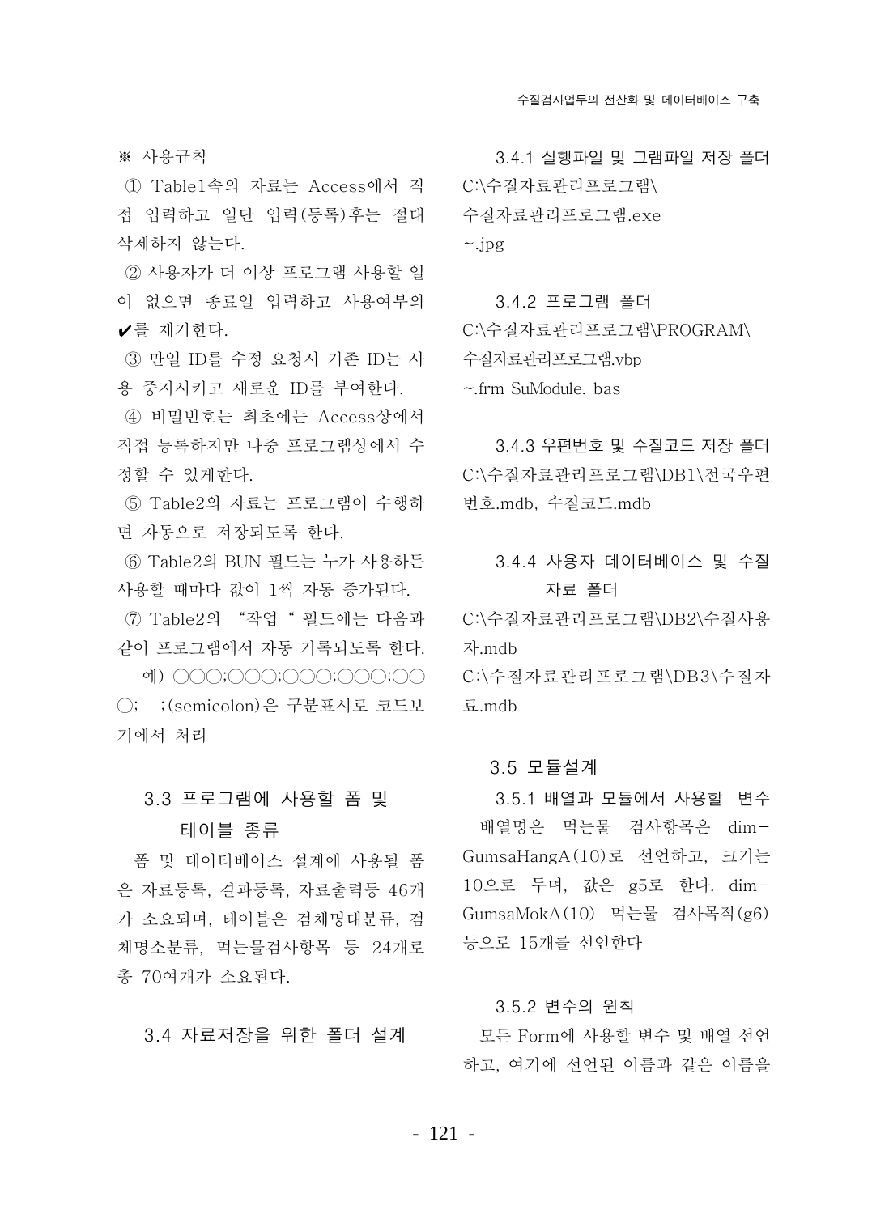※ 사용규칙

① Table1속의 자료는 Access에서 직접 입력하고 일단 입력(등록)후는 절대 삭제하지 않는다.

② 사용자가 더 이상 프로그램 사용할 일이 없으면 종료일 입력하고 사용여부의 ✔를 제거한다.

③ 만일 ID를 수정 요청시 기존 ID는 사용 중지시키고 새로운 ID를 부여한다.

④ 비밀번호는 최초에는 Access상에서 직접 등록하지만 나중 프로그램상에서 수정할 수 있게한다.

⑤ Table2의 자료는 프로그램이 수행하면 자동으로 저장되도록 한다.

⑥ Table2의 BUN 필드는 누가 사용하든 사용할 때마다 값이 1씩 자동 증가된다.

⑦ Table2의 "작업 " 필드에는 다음과 같이 프로그램에서 자동 기록되도록 한다.

예) ○○○;○○○;○○○;○○○;○○○; ;(semicolon)은 구분표시로 코드보기에서 처리

## 3.3 프로그램에 사용할 폼 및 테이블 종류

폼 및 데이터베이스 설계에 사용될 폼은 자료등록, 결과등록, 자료출력등 46개가 소요되며, 테이블은 검체명대분류, 검체명소분류, 먹는물검사항목 등 24개로 총 70여개가 소요된다.

## 3.4 자료저장을 위한 폴더 설계

### 3.4.1 실행파일 및 그램파일 저장 폴더

C:\수질자료관리프로그램\
수질자료관리프로그램.exe
~.jpg

### 3.4.2 프로그램 폴더

C:\수질자료관리프로그램\PROGRAM\
수질자료관리프로그램.vbp
~.frm SuModule. bas

### 3.4.3 우편번호 및 수질코드 저장 폴더

C:\수질자료관리프로그램\DB1\전국우편번호.mdb, 수질코드.mdb

### 3.4.4 사용자 데이터베이스 및 수질자료 폴더

C:\수질자료관리프로그램\DB2\수질사용자.mdb
C:\수질자료관리프로그램\DB3\수질자료.mdb

## 3.5 모듈설계

### 3.5.1 배열과 모듈에서 사용할 변수

배열명은 먹는물 검사항목은 dim-GumsaHangA(10)로 선언하고, 크기는 10으로 두며, 값은 g5로 한다. dim-GumsaMokA(10) 먹는물 검사목적(g6) 등으로 15개를 선언한다

### 3.5.2 변수의 원칙

모든 Form에 사용할 변수 및 배열 선언하고, 여기에 선언된 이름과 같은 이름을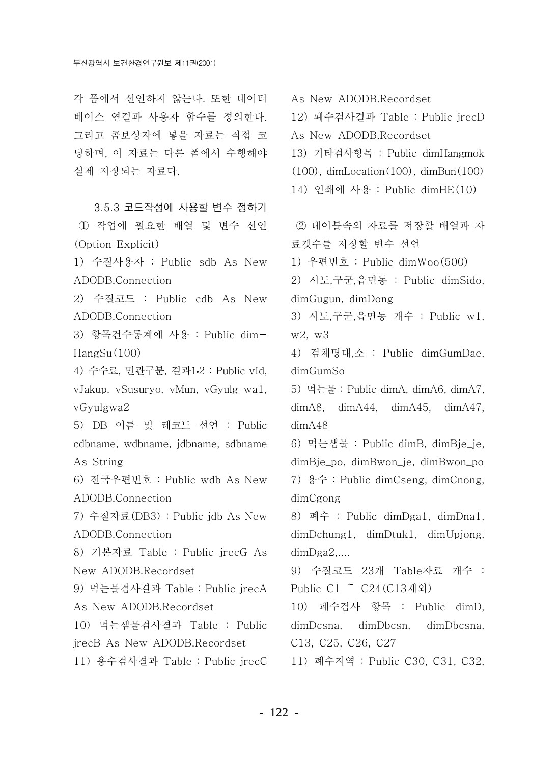각 폼에서 선언하지 않는다. 또한 데이터베이스 연결과 사용자 함수를 정의한다. 그리고 콤보상자에 넣을 자료는 직접 코딩하며, 이 자료는 다른 폼에서 수행해야 실제 저장되는 자료다.

### 3.5.3 코드작성에 사용할 변수 정하기

① 작업에 필요한 배열 및 변수 선언 (Option Explicit)

1) 수질사용자 : Public sdb As New ADODB.Connection
2) 수질코드 : Public cdb As New ADODB.Connection
3) 항목건수통계에 사용 : Public dim-HangSu(100)
4) 수수료, 민관구분, 결과1•2 : Public vId, vJakup, vSusuryo, vMun, vGyulg wa1, vGyulgwa2
5) DB 이름 및 레코드 선언 : Public cdbname, wdbname, jdbname, sdbname As String
6) 전국우편번호 : Public wdb As New ADODB.Connection
7) 수질자료(DB3) : Public jdb As New ADODB.Connection
8) 기본자료 Table : Public jrecG As New ADODB.Recordset
9) 먹는물검사결과 Table : Public jrecA As New ADODB.Recordset
10) 먹는샘물검사결과 Table : Public jrecB As New ADODB.Recordset
11) 용수검사결과 Table : Public jrecC As New ADODB.Recordset
12) 폐수검사결과 Table : Public jrecD As New ADODB.Recordset
13) 기타검사항목 : Public dimHangmok (100), dimLocation(100), dimBun(100)
14) 인쇄에 사용 : Public dimHE(10)

② 테이블속의 자료를 저장할 배열과 자료갯수를 저장할 변수 선언

1) 우편번호 : Public dimWoo(500)
2) 시도,구군,읍면동 : Public dimSido, dimGugun, dimDong
3) 시도,구군,읍면동 개수 : Public w1, w2, w3
4) 검체명대,소 : Public dimGumDae, dimGumSo
5) 먹는물 : Public dimA, dimA6, dimA7, dimA8, dimA44, dimA45, dimA47, dimA48
6) 먹는샘물 : Public dimB, dimBje_je, dimBje_po, dimBwon_je, dimBwon_po
7) 용수 : Public dimCseng, dimCnong, dimCgong
8) 폐수 : Public dimDga1, dimDna1, dimDchung1, dimDtuk1, dimUpjong, dimDga2,....
9) 수질코드 23개 Table자료 개수 : Public C1 ~ C24(C13제외)
10) 폐수검사 항목 : Public dimD, dimDcsna, dimDbcsn, dimDbcsna, C13, C25, C26, C27
11) 폐수지역 : Public C30, C31, C32,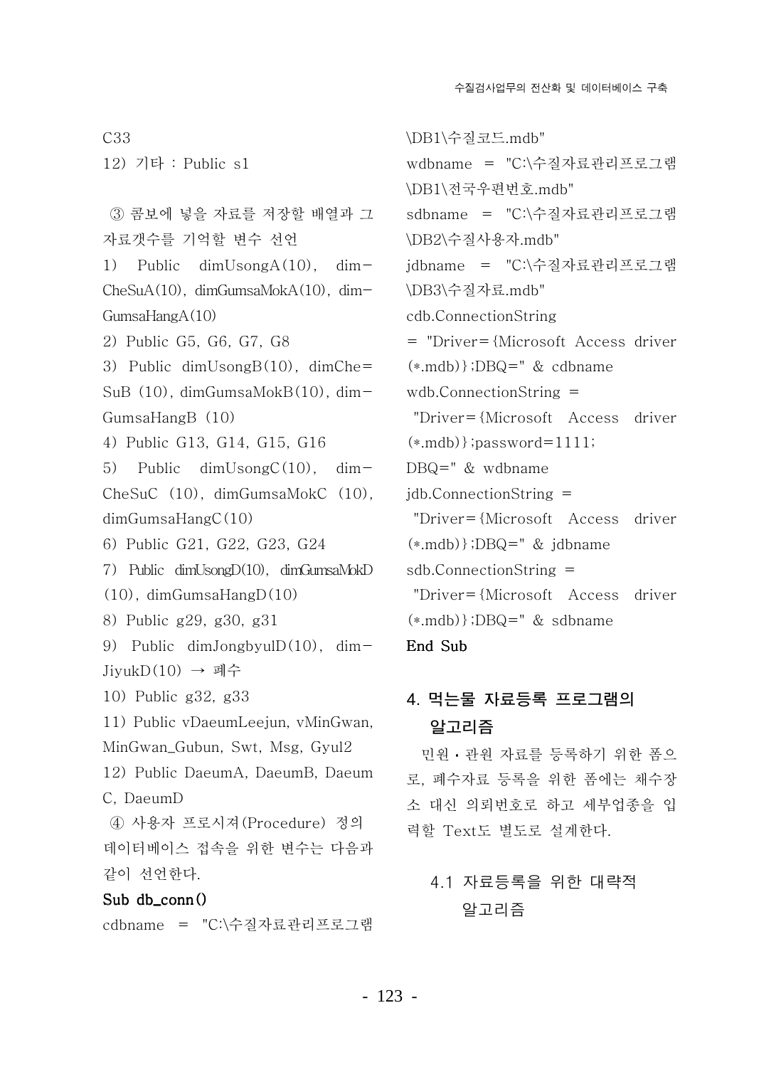C33

12) 기타 : Public s1

③ 콤보에 넣을 자료를 저장할 배열과 그 자료갯수를 기억할 변수 선언

1) Public dimUsongA(10), dimCheSuA(10), dimGumsaMokA(10), dimGumsaHangA(10)

2) Public G5, G6, G7, G8

3) Public dimUsongB(10), dimCheSuB (10), dimGumsaMokB(10), dimGumsaHangB (10)

4) Public G13, G14, G15, G16

5) Public dimUsongC(10), dimCheSuC (10), dimGumsaMokC (10), dimGumsaHangC(10)

6) Public G21, G22, G23, G24

7) Public dimUsongD(10), dimGumsaMokD (10), dimGumsaHangD(10)

8) Public g29, g30, g31

9) Public dimJongbyulD(10), dimJiyukD(10) → 폐수

10) Public g32, g33

11) Public vDaeumLeejun, vMinGwan, MinGwan_Gubun, Swt, Msg, Gyul2

12) Public DaeumA, DaeumB, Daeum C, DaeumD

④ 사용자 프로시져(Procedure) 정의 데이터베이스 접속을 위한 변수는 다음과 같이 선언한다.

```
Sub db_conn()
cdbname = "C:\수질자료관리프로그램\DB1\수질코드.mdb"
wdbname = "C:\수질자료관리프로그램\DB1\전국우편번호.mdb"
sdbname = "C:\수질자료관리프로그램\DB2\수질사용자.mdb"
jdbname = "C:\수질자료관리프로그램\DB3\수질자료.mdb"
cdb.ConnectionString
= "Driver={Microsoft Access driver (*.mdb)};DBQ=" & cdbname
wdb.ConnectionString =
 "Driver={Microsoft Access driver (*.mdb)};password=1111;
DBQ=" & wdbname
jdb.ConnectionString =
 "Driver={Microsoft Access driver (*.mdb)};DBQ=" & jdbname
sdb.ConnectionString =
 "Driver={Microsoft Access driver (*.mdb)};DBQ=" & sdbname
End Sub
```

## 4. 먹는물 자료등록 프로그램의 알고리즘

민원・관원 자료를 등록하기 위한 폼으로, 폐수자료 등록을 위한 폼에는 채수장소 대신 의뢰번호로 하고 세부업종을 입력할 Text도 별도로 설계한다.

### 4.1 자료등록을 위한 대략적 알고리즘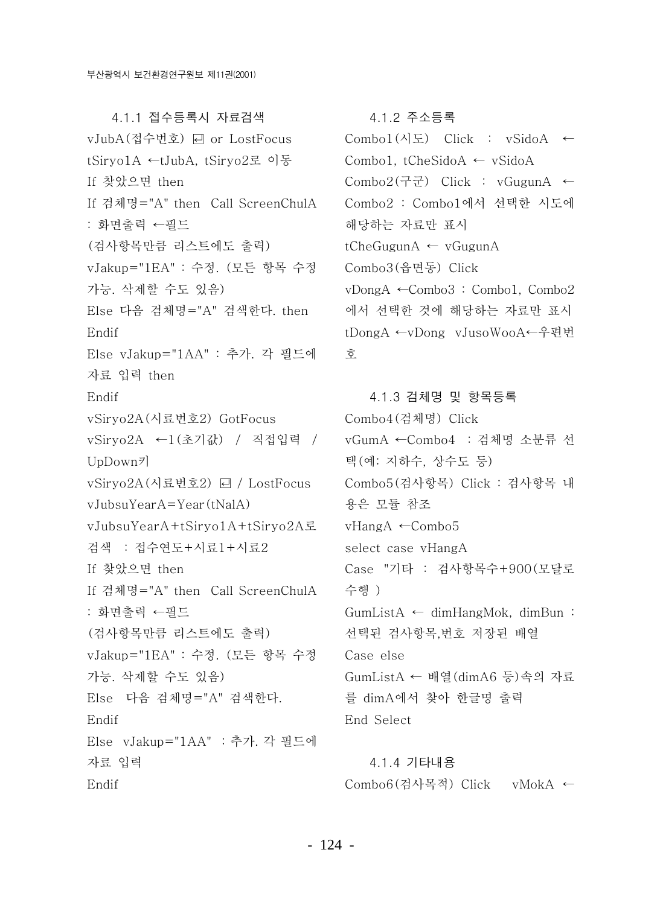#### 4.1.1 접수등록시 자료검색

vJubA(접수번호) ↵ or LostFocus

tSiryo1A ←tJubA, tSiryo2로 이동

If 찾았으면 then

If 검체명="A" then  Call ScreenChulA : 화면출력 ←필드

(검사항목만큼 리스트에도 출력)

vJakup="1EA" : 수정. (모든 항목 수정 가능. 삭제할 수도 있음)

Else 다음 검체명="A" 검색한다. then

Endif

Else vJakup="1AA" : 추가. 각 필드에 자료 입력 then

Endif

vSiryo2A(시료번호2) GotFocus

vSiryo2A ←1(초기값) / 직접입력 / UpDown키

vSiryo2A(시료번호2) ↵ / LostFocus

vJubsuYearA=Year(tNalA)

vJubsuYearA+tSiryo1A+tSiryo2A로 검색 : 접수연도+시료1+시료2

If 찾았으면 then

If 검체명="A" then  Call ScreenChulA : 화면출력 ←필드

(검사항목만큼 리스트에도 출력)

vJakup="1EA" : 수정. (모든 항목 수정 가능. 삭제할 수도 있음)

Else  다음 검체명="A" 검색한다.

Endif

Else  vJakup="1AA" : 추가. 각 필드에 자료 입력

Endif

#### 4.1.2 주소등록

Combo1(시도) Click : vSidoA ← Combo1, tCheSidoA ← vSidoA

Combo2(구군) Click : vGugunA ← Combo2 : Combo1에서 선택한 시도에 해당하는 자료만 표시

tCheGugunA ← vGugunA

Combo3(읍면동) Click

vDongA ←Combo3 : Combo1, Combo2에서 선택한 것에 해당하는 자료만 표시

tDongA ←vDong  vJusoWooA←우편번호

#### 4.1.3 검체명 및 항목등록

Combo4(검체명) Click

vGumA ←Combo4 : 검체명 소분류 선택(예: 지하수, 상수도 등)

Combo5(검사항목) Click : 검사항목 내용은 모듈 참조

vHangA ←Combo5

select case vHangA

Case "기타 : 검사항목수+900(모달로 수행 )

GumListA ← dimHangMok, dimBun : 선택된 검사항목,번호 저장된 배열

Case else

GumListA ← 배열(dimA6 등)속의 자료를 dimA에서 찾아 한글명 출력

End Select

#### 4.1.4 기타내용

Combo6(검사목적) Click  vMokA ←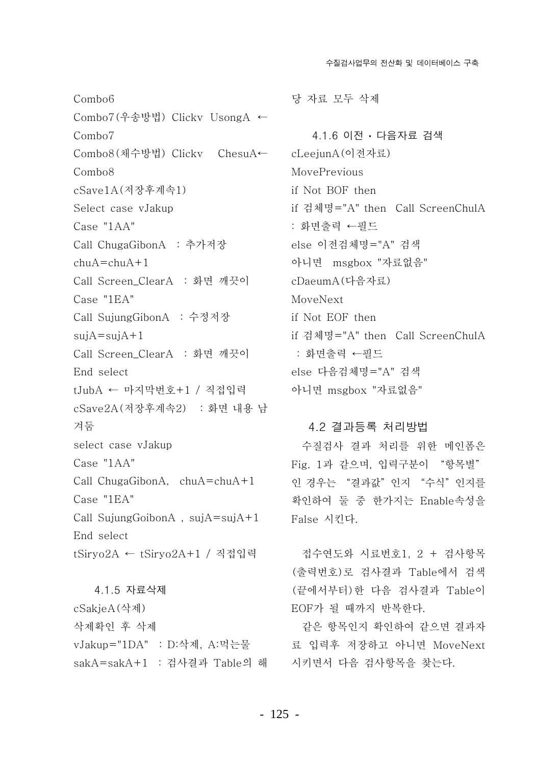Combo6

Combo7(우송방법) Clickv UsongA ← Combo7

Combo8(채수방법) Clickv ChesuA← Combo8

cSave1A(저장후계속1)

Select case vJakup

Case "1AA"

Call ChugaGibonA : 추가저장

chuA=chuA+1

Call Screen_ClearA : 화면 깨끗이

Case "1EA"

Call SujungGibonA : 수정저장

sujA=sujA+1

Call Screen_ClearA : 화면 깨끗이

End select

tJubA ← 마지막번호+1 / 직접입력

cSave2A(저장후계속2) : 화면 내용 남겨둠

select case vJakup

Case "1AA"

Call ChugaGibonA, chuA=chuA+1

Case "1EA"

Call SujungGoibonA , sujA=sujA+1

End select

tSiryo2A ← tSiryo2A+1 / 직접입력

#### 4.1.5 자료삭제

cSakjeA(삭제)

삭제확인 후 삭제

vJakup="1DA" : D:삭제, A:먹는물

sakA=sakA+1 : 검사결과 Table의 해당 자료 모두 삭제

#### 4.1.6 이전 · 다음자료 검색

cLeejunA(이전자료)

MovePrevious

if Not BOF then

if 검체명="A" then Call ScreenChulA : 화면출력 ←필드

else 이전검체명="A" 검색

아니면 msgbox "자료없음"

cDaeumA(다음자료)

MoveNext

if Not EOF then

if 검체명="A" then Call ScreenChulA : 화면출력 ←필드

else 다음검체명="A" 검색

아니면 msgbox "자료없음"

### 4.2 결과등록 처리방법

수질검사 결과 처리를 위한 메인폼은 Fig. 1과 같으며, 입력구분이 "항목별"인 경우는 "결과값"인지 "수식"인지를 확인하여 둘 중 한가지는 Enable속성을 False 시킨다.

접수연도와 시료번호1, 2 + 검사항목(출력번호)로 검사결과 Table에서 검색(끝에서부터)한 다음 검사결과 Table이 EOF가 될 때까지 반복한다.

같은 항목인지 확인하여 같으면 결과자료 입력후 저장하고 아니면 MoveNext 시키면서 다음 검사항목을 찾는다.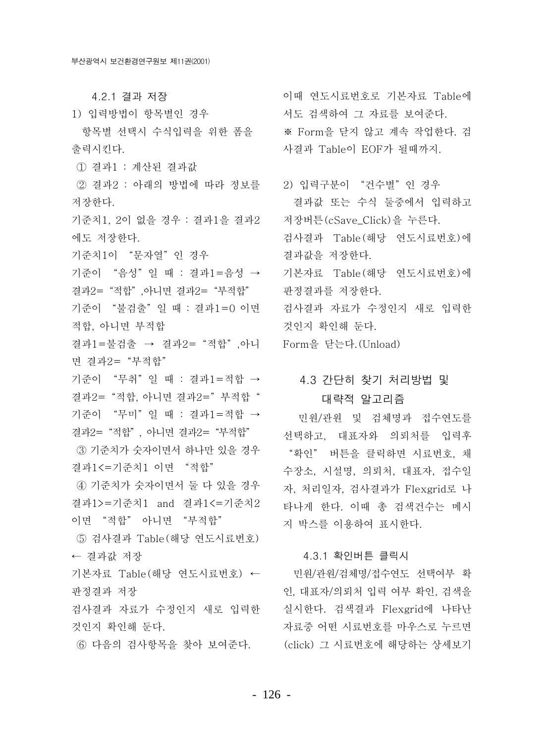#### 4.2.1 결과 저장

1) 입력방법이 항목별인 경우

항목별 선택시 수식입력을 위한 폼을 출력시킨다.

① 결과1 : 계산된 결과값

② 결과2 : 아래의 방법에 따라 정보를 저장한다.

기준치1, 2이 없을 경우 : 결과1을 결과2에도 저장한다.

기준치1이 "문자열"인 경우

기준이 "음성"일 때 : 결과1=음성 → 결과2="적합",아니면 결과2="부적합"

기준이 "불검출"일 때 : 결과1=0 이면 적합, 아니면 부적합

결과1=불검출 → 결과2="적합",아니면 결과2="부적합"

기준이 "무취"일 때 : 결과1=적합 → 결과2="적합, 아니면 결과2="부적합"

기준이 "무미"일 때 : 결과1=적합 → 결과2="적합", 아니면 결과2="부적합"

③ 기준치가 숫자이면서 하나만 있을 경우 결과1<=기준치1 이면 "적합"

④ 기준치가 숫자이면서 둘 다 있을 경우 결과1>=기준치1 and 결과1<=기준치2 이면 "적합" 아니면 "부적합"

⑤ 검사결과 Table(해당 연도시료번호) ← 결과값 저장

기본자료 Table(해당 연도시료번호) ← 판정결과 저장

검사결과 자료가 수정인지 새로 입력한 것인지 확인해 둔다.

⑥ 다음의 검사항목을 찾아 보여준다.

이때 연도시료번호로 기본자료 Table에서도 검색하여 그 자료를 보여준다.

※ Form을 닫지 않고 계속 작업한다. 검사결과 Table이 EOF가 될때까지.

2) 입력구분이 "건수별"인 경우

결과값 또는 수식 둘중에서 입력하고 저장버튼(cSave_Click)을 누른다.

검사결과 Table(해당 연도시료번호)에 결과값을 저장한다.

기본자료 Table(해당 연도시료번호)에 판정결과를 저장한다.

검사결과 자료가 수정인지 새로 입력한 것인지 확인해 둔다.

Form을 닫는다.(Unload)

### 4.3 간단히 찾기 처리방법 및 대략적 알고리즘

민원/관원 및 검체명과 접수연도를 선택하고, 대표자와 의뢰처를 입력후 "확인" 버튼을 클릭하면 시료번호, 채수장소, 시설명, 의뢰처, 대표자, 접수일자, 처리일자, 검사결과가 Flexgrid로 나타나게 한다. 이때 총 검색건수는 메시지 박스를 이용하여 표시한다.

#### 4.3.1 확인버튼 클릭시

민원/관원/검체명/접수연도 선택여부 확인, 대표자/의뢰처 입력 여부 확인, 검색을 실시한다. 검색결과 Flexgrid에 나타난 자료중 어떤 시료번호를 마우스로 누르면(click) 그 시료번호에 해당하는 상세보기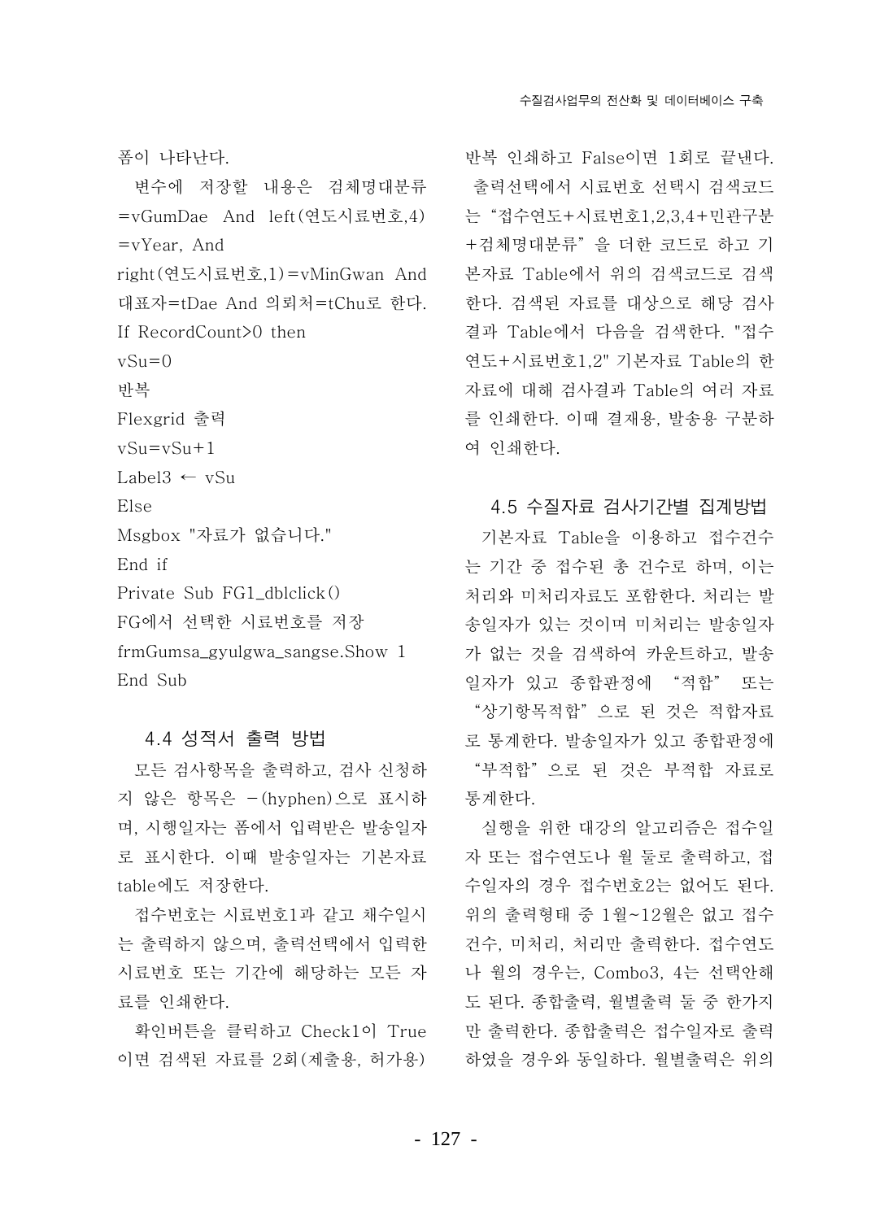폼이 나타난다.

변수에 저장할 내용은 검체명대분류 =vGumDae And left(연도시료번호,4) =vYear, And right(연도시료번호,1)=vMinGwan And 대표자=tDae And 의뢰처=tChu로 한다.

```
If RecordCount>0 then
vSu=0
반복
Flexgrid 출력
vSu=vSu+1
Label3 ← vSu
Else
Msgbox "자료가 없습니다."
End if
Private Sub FG1_dblclick()
FG에서 선택한 시료번호를 저장
frmGumsa_gyulgwa_sangse.Show 1
End Sub
```

### 4.4 성적서 출력 방법

모든 검사항목을 출력하고, 검사 신청하지 않은 항목은 -(hyphen)으로 표시하며, 시행일자는 폼에서 입력받은 발송일자로 표시한다. 이때 발송일자는 기본자료 table에도 저장한다.

접수번호는 시료번호1과 같고 채수일시는 출력하지 않으며, 출력선택에서 입력한 시료번호 또는 기간에 해당하는 모든 자료를 인쇄한다.

확인버튼을 클릭하고 Check1이 True이면 검색된 자료를 2회(제출용, 허가용) 반복 인쇄하고 False이면 1회로 끝낸다.

출력선택에서 시료번호 선택시 검색코드는 "접수연도+시료번호1,2,3,4+민관구분+검체명대분류"을 더한 코드로 하고 기본자료 Table에서 위의 검색코드로 검색한다. 검색된 자료를 대상으로 해당 검사결과 Table에서 다음을 검색한다. "접수연도+시료번호1,2" 기본자료 Table의 한 자료에 대해 검사결과 Table의 여러 자료를 인쇄한다. 이때 결재용, 발송용 구분하여 인쇄한다.

### 4.5 수질자료 검사기간별 집계방법

기본자료 Table을 이용하고 접수건수는 기간 중 접수된 총 건수로 하며, 이는 처리와 미처리자료도 포함한다. 처리는 발송일자가 있는 것이며 미처리는 발송일자가 없는 것을 검색하여 카운트하고, 발송일자가 있고 종합판정에 "적합" 또는 "상기항목적합"으로 된 것은 적합자료로 통계한다. 발송일자가 있고 종합판정에 "부적합"으로 된 것은 부적합 자료로 통계한다.

실행을 위한 대강의 알고리즘은 접수일자 또는 접수연도나 월 둘로 출력하고, 접수일자의 경우 접수번호2는 없어도 된다. 위의 출력형태 중 1월~12월은 없고 접수건수, 미처리, 처리만 출력한다. 접수연도나 월의 경우는, Combo3, 4는 선택안해도 된다. 종합출력, 월별출력 둘 중 한가지만 출력한다. 종합출력은 접수일자로 출력하였을 경우와 동일하다. 월별출력은 위의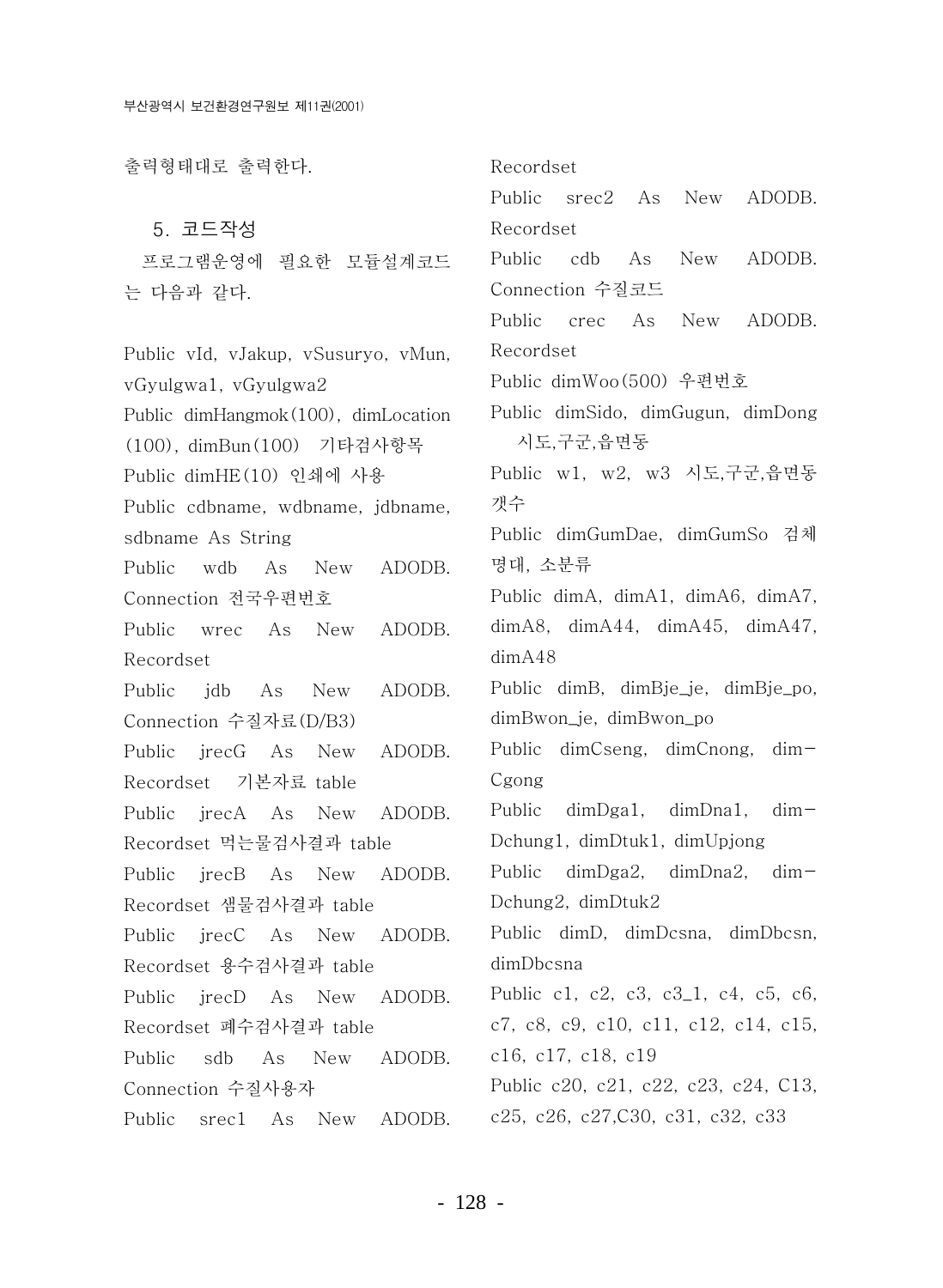출력형태대로 출력한다.

## 5. 코드작성

프로그램운영에 필요한 모듈설계코드는 다음과 같다.

```
Public vId, vJakup, vSusuryo, vMun, vGyulgwa1, vGyulgwa2
Public dimHangmok(100), dimLocation(100), dimBun(100)  기타검사항목
Public dimHE(10) 인쇄에 사용
Public cdbname, wdbname, jdbname, sdbname As String
Public wdb As New ADODB.Connection 전국우편번호
Public wrec As New ADODB.Recordset
Public jdb As New ADODB.Connection 수질자료(D/B3)
Public jrecG As New ADODB.Recordset  기본자료 table
Public jrecA As New ADODB.Recordset 먹는물검사결과 table
Public jrecB As New ADODB.Recordset 샘물검사결과 table
Public jrecC As New ADODB.Recordset 용수검사결과 table
Public jrecD As New ADODB.Recordset 폐수검사결과 table
Public sdb As New ADODB.Connection 수질사용자
Public srec1 As New ADODB.Recordset
Public srec2 As New ADODB.Recordset
Public cdb As New ADODB.Connection 수질코드
Public crec As New ADODB.Recordset
Public dimWoo(500) 우편번호
Public dimSido, dimGugun, dimDong  시도,구군,읍면동
Public w1, w2, w3 시도,구군,읍면동 갯수
Public dimGumDae, dimGumSo 검체명대, 소분류
Public dimA, dimA1, dimA6, dimA7, dimA8, dimA44, dimA45, dimA47, dimA48
Public dimB, dimBje_je, dimBje_po, dimBwon_je, dimBwon_po
Public dimCseng, dimCnong, dim-Cgong
Public dimDga1, dimDna1, dim-Dchung1, dimDtuk1, dimUpjong
Public dimDga2, dimDna2, dim-Dchung2, dimDtuk2
Public dimD, dimDcsna, dimDbcsn, dimDbcsna
Public c1, c2, c3, c3_1, c4, c5, c6, c7, c8, c9, c10, c11, c12, c14, c15, c16, c17, c18, c19
Public c20, c21, c22, c23, c24, C13, c25, c26, c27,C30, c31, c32, c33
```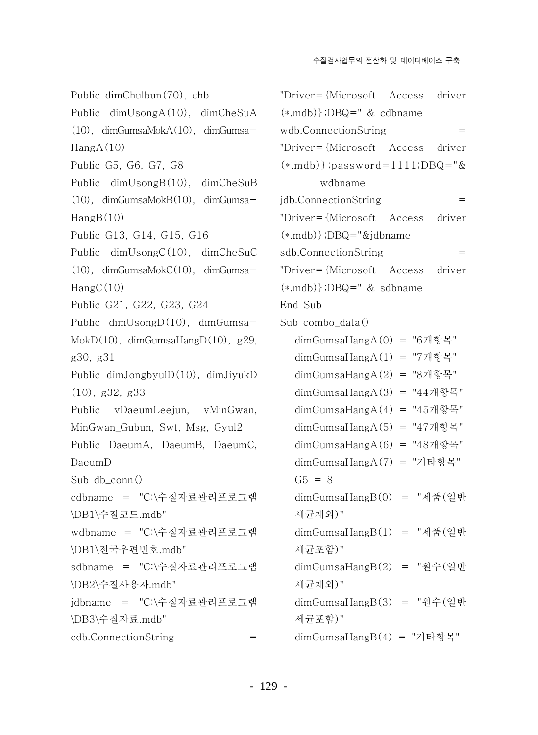```
Public dimChulbun(70), chb
Public dimUsongA(10), dimCheSuA(10), dimGumsaMokA(10), dimGumsaHangA(10)
Public G5, G6, G7, G8
Public dimUsongB(10), dimCheSuB(10), dimGumsaMokB(10), dimGumsaHangB(10)
Public G13, G14, G15, G16
Public dimUsongC(10), dimCheSuC(10), dimGumsaMokC(10), dimGumsaHangC(10)
Public G21, G22, G23, G24
Public dimUsongD(10), dimGumsaMokD(10), dimGumsaHangD(10), g29, g30, g31
Public dimJongbyulD(10), dimJiyukD(10), g32, g33
Public vDaeumLeejun, vMinGwan, MinGwan_Gubun, Swt, Msg, Gyul2
Public DaeumA, DaeumB, DaeumC, DaeumD
Sub db_conn()
cdbname = "C:\수질자료관리프로그램\DB1\수질코드.mdb"
wdbname = "C:\수질자료관리프로그램\DB1\전국우편번호.mdb"
sdbname = "C:\수질자료관리프로그램\DB2\수질사용자.mdb"
jdbname = "C:\수질자료관리프로그램\DB3\수질자료.mdb"
cdb.ConnectionString = "Driver={Microsoft Access driver (*.mdb)};DBQ=" & cdbname
wdb.ConnectionString = "Driver={Microsoft Access driver (*.mdb)};password=1111;DBQ="& wdbname
jdb.ConnectionString = "Driver={Microsoft Access driver (*.mdb)};DBQ="&jdbname
sdb.ConnectionString = "Driver={Microsoft Access driver (*.mdb)};DBQ=" & sdbname
End Sub
Sub combo_data()
   dimGumsaHangA(0) = "6개항목"
   dimGumsaHangA(1) = "7개항목"
   dimGumsaHangA(2) = "8개항목"
   dimGumsaHangA(3) = "44개항목"
   dimGumsaHangA(4) = "45개항목"
   dimGumsaHangA(5) = "47개항목"
   dimGumsaHangA(6) = "48개항목"
   dimGumsaHangA(7) = "기타항목"
   G5 = 8
   dimGumsaHangB(0) = "제품(일반세균제외)"
   dimGumsaHangB(1) = "제품(일반세균포함)"
   dimGumsaHangB(2) = "원수(일반세균제외)"
   dimGumsaHangB(3) = "원수(일반세균포함)"
   dimGumsaHangB(4) = "기타항목"
```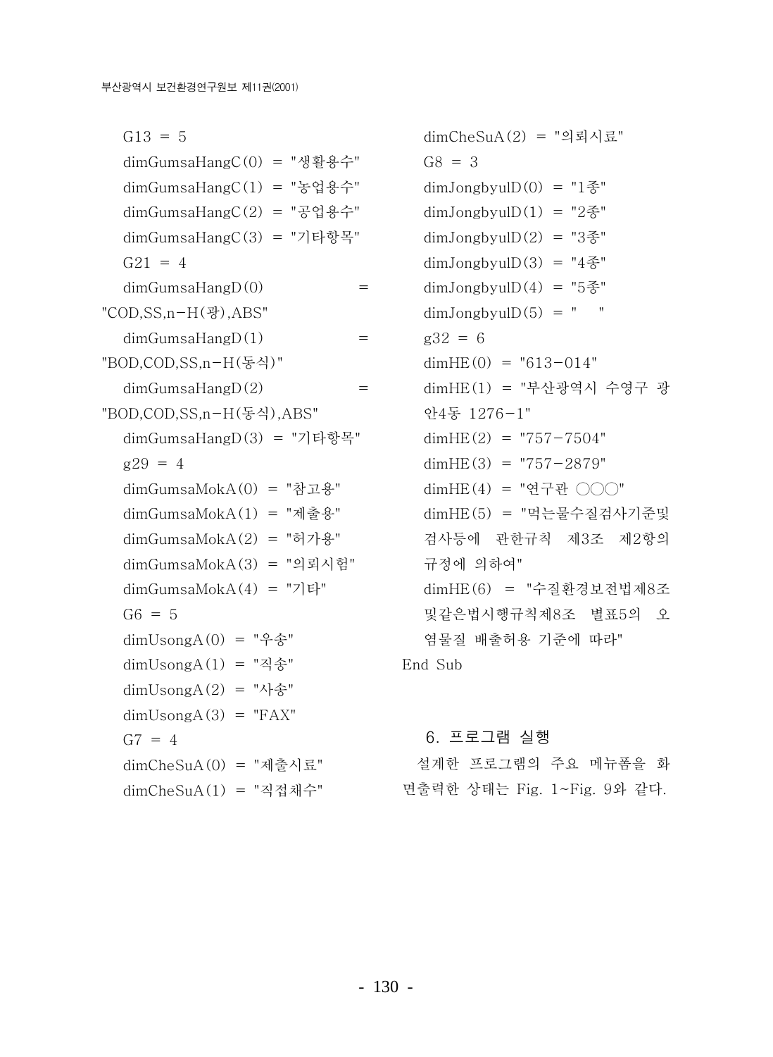```
G13 = 5
dimGumsaHangC(0) = "생활용수"
dimGumsaHangC(1) = "농업용수"
dimGumsaHangC(2) = "공업용수"
dimGumsaHangC(3) = "기타항목"
G21 = 4
dimGumsaHangD(0) = "COD,SS,n-H(광),ABS"
dimGumsaHangD(1) = "BOD,COD,SS,n-H(동식)"
dimGumsaHangD(2) = "BOD,COD,SS,n-H(동식),ABS"
dimGumsaHangD(3) = "기타항목"
g29 = 4
dimGumsaMokA(0) = "참고용"
dimGumsaMokA(1) = "제출용"
dimGumsaMokA(2) = "허가용"
dimGumsaMokA(3) = "의뢰시험"
dimGumsaMokA(4) = "기타"
G6 = 5
dimUsongA(0) = "우송"
dimUsongA(1) = "직송"
dimUsongA(2) = "사송"
dimUsongA(3) = "FAX"
G7 = 4
dimCheSuA(0) = "제출시료"
dimCheSuA(1) = "직접채수"
dimCheSuA(2) = "의뢰시료"
G8 = 3
dimJongbyulD(0) = "1종"
dimJongbyulD(1) = "2종"
dimJongbyulD(2) = "3종"
dimJongbyulD(3) = "4종"
dimJongbyulD(4) = "5종"
dimJongbyulD(5) = "  "
g32 = 6
dimHE(0) = "613-014"
dimHE(1) = "부산광역시 수영구 광안4동 1276-1"
dimHE(2) = "757-7504"
dimHE(3) = "757-2879"
dimHE(4) = "연구관 ○○○"
dimHE(5) = "먹는물수질검사기준및검사등에 관한규칙 제3조 제2항의 규정에 의하여"
dimHE(6) = "수질환경보전법제8조및같은법시행규칙제8조 별표5의 오염물질 배출허용 기준에 따라"
End Sub
```

## 6. 프로그램 실행

설계한 프로그램의 주요 메뉴폼을 화면출력한 상태는 Fig. 1~Fig. 9와 같다.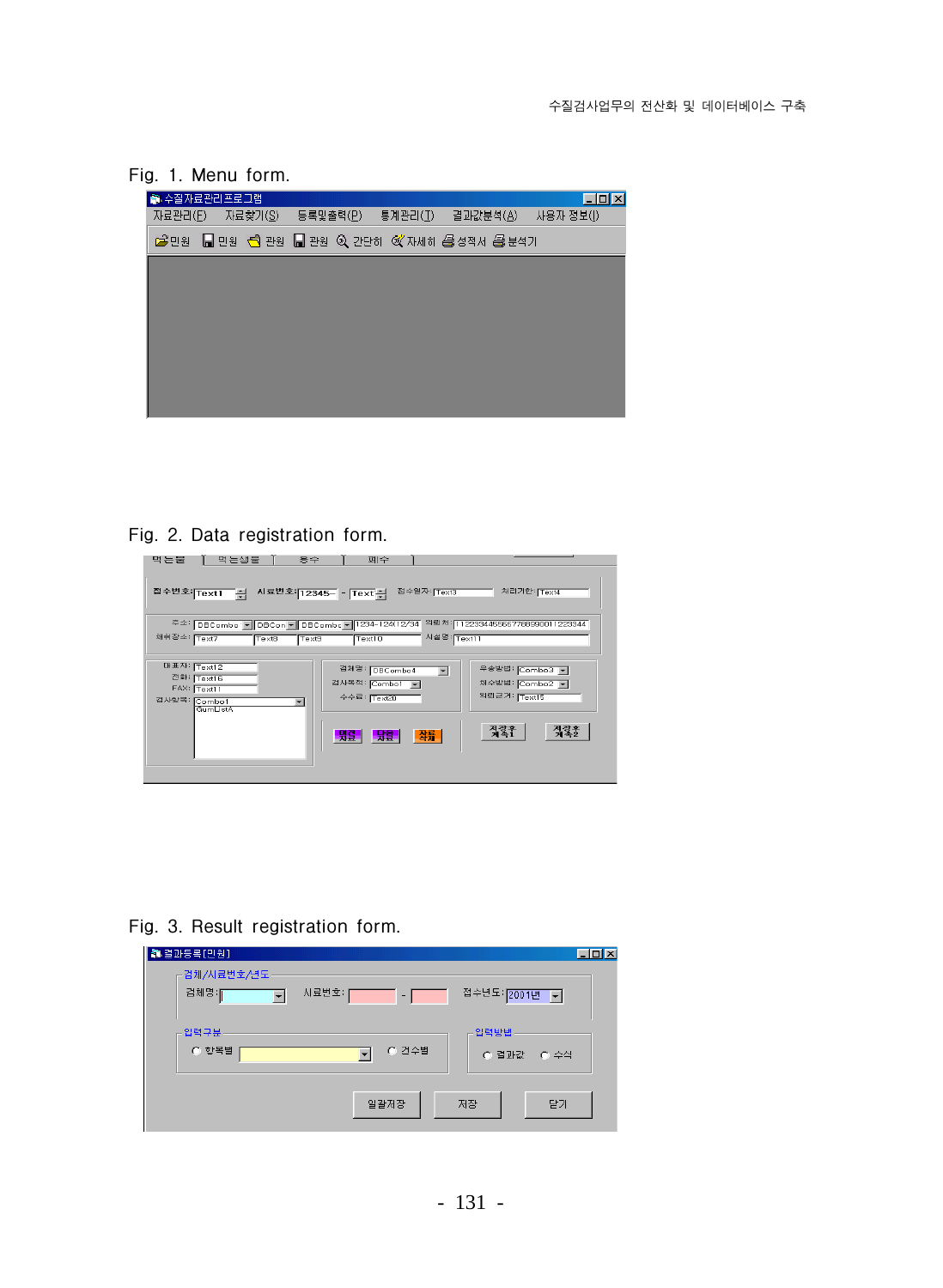Fig. 1. Menu form.

Fig. 2. Data registration form.

Fig. 3. Result registration form.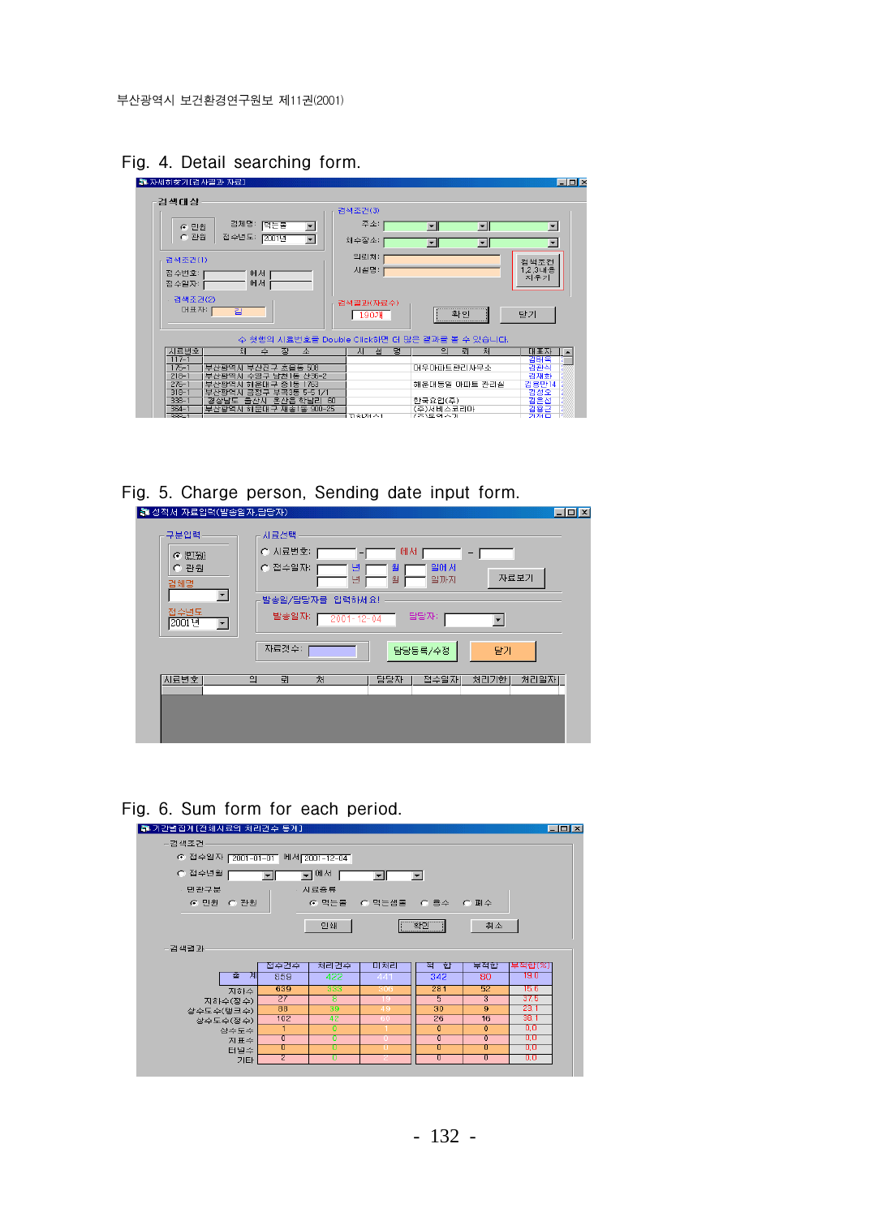Fig. 4. Detail searching form.

Fig. 5. Charge person, Sending date input form.

Fig. 6. Sum form for each period.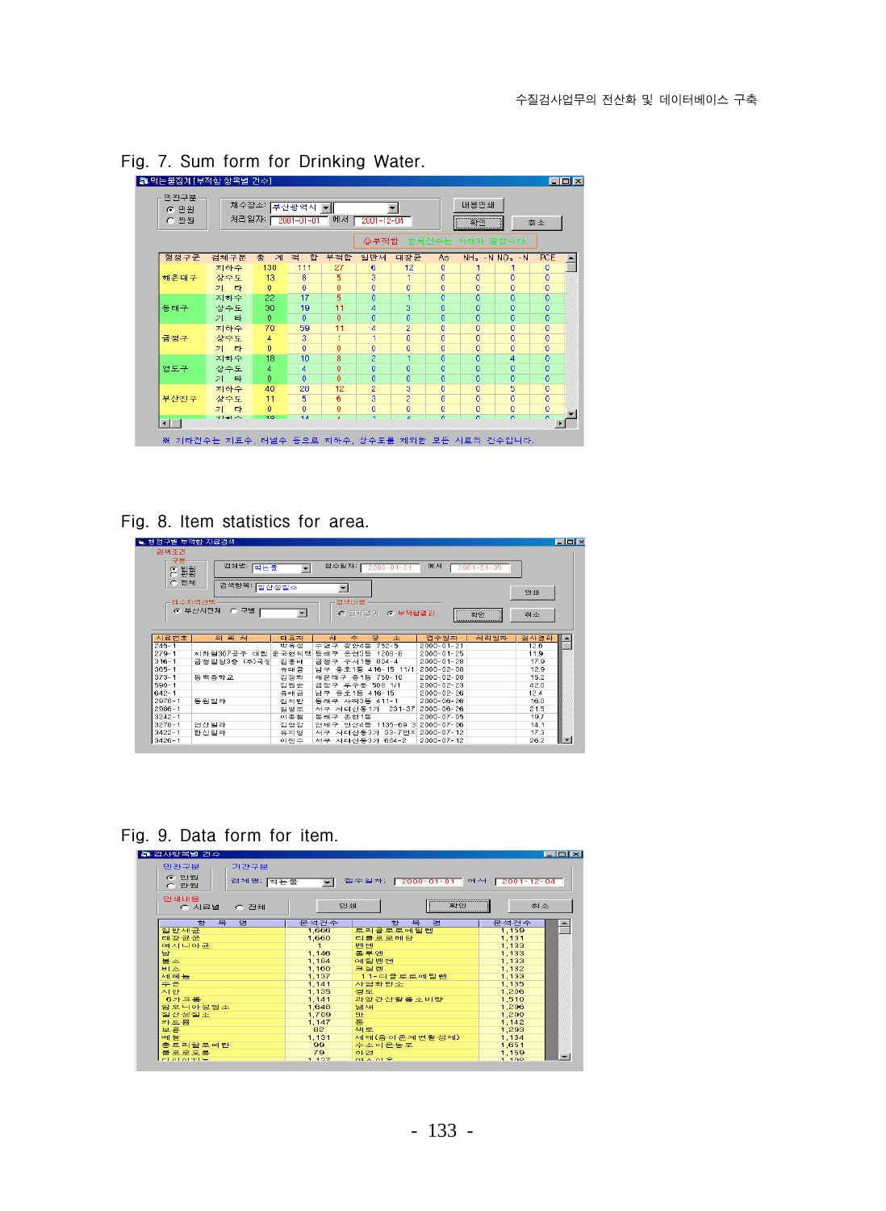Fig. 7. Sum form for Drinking Water.

Fig. 8. Item statistics for area.

Fig. 9. Data form for item.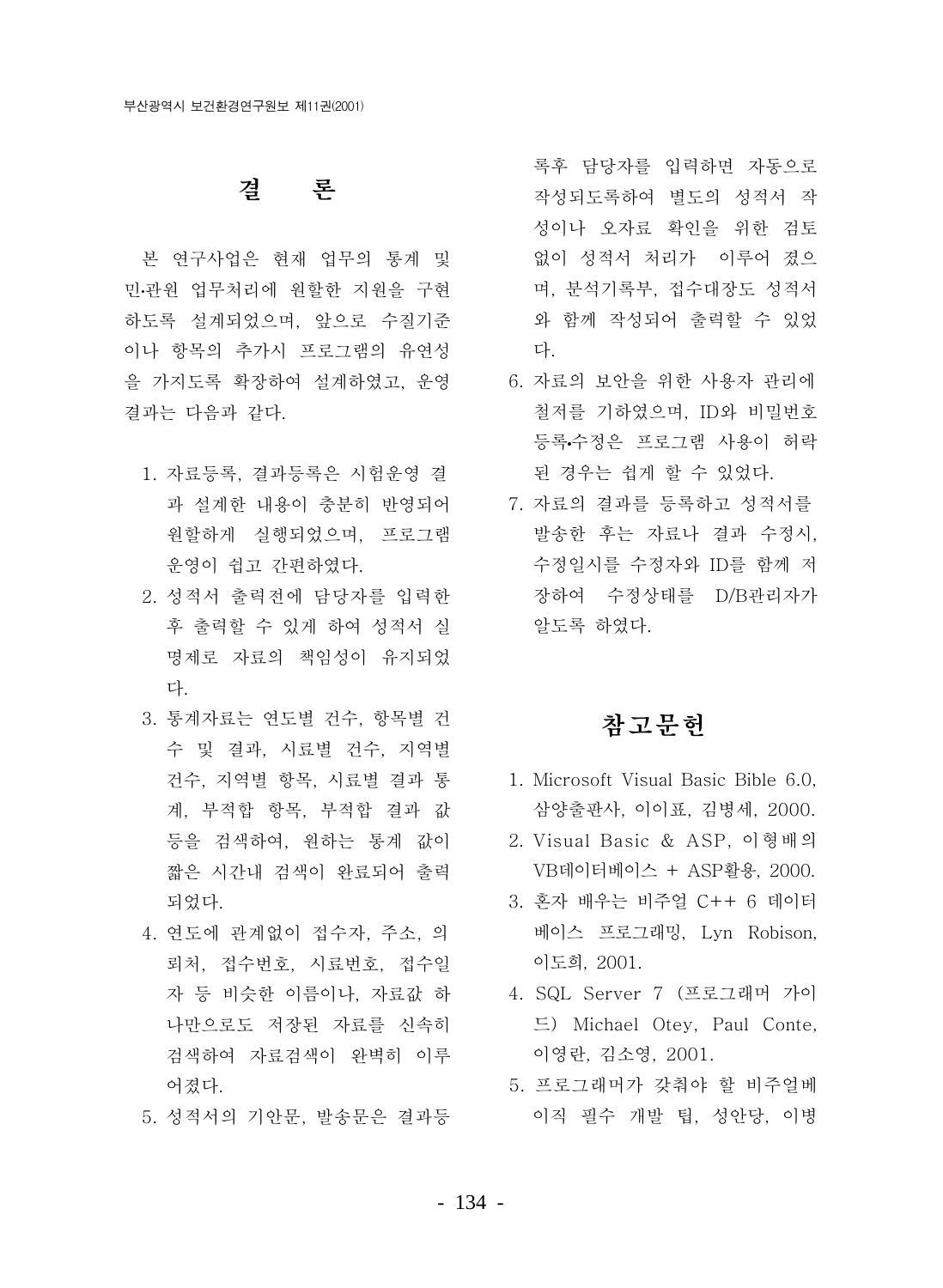## 결 론

본 연구사업은 현재 업무의 통계 및 민·관원 업무처리에 원할한 지원을 구현하도록 설계되었으며, 앞으로 수질기준이나 항목의 추가시 프로그램의 유연성을 가지도록 확장하여 설계하였고, 운영결과는 다음과 같다.

1. 자료등록, 결과등록은 시험운영 결과 설계한 내용이 충분히 반영되어 원할하게 실행되었으며, 프로그램 운영이 쉽고 간편하였다.
2. 성적서 출력전에 담당자를 입력한 후 출력할 수 있게 하여 성적서 실명제로 자료의 책임성이 유지되었다.
3. 통계자료는 연도별 건수, 항목별 건수 및 결과, 시료별 건수, 지역별 건수, 지역별 항목, 시료별 결과 통계, 부적합 항목, 부적합 결과 값 등을 검색하여, 원하는 통계 값이 짧은 시간내 검색이 완료되어 출력되었다.
4. 연도에 관계없이 접수자, 주소, 의뢰처, 접수번호, 시료번호, 접수일자 등 비슷한 이름이나, 자료값 하나만으로도 저장된 자료를 신속히 검색하여 자료검색이 완벽히 이루어졌다.
5. 성적서의 기안문, 발송문은 결과등록후 담당자를 입력하면 자동으로 작성되도록하여 별도의 성적서 작성이나 오자료 확인을 위한 검토 없이 성적서 처리가 이루어 졌으며, 분석기록부, 접수대장도 성적서와 함께 작성되어 출력할 수 있었다.
6. 자료의 보안을 위한 사용자 관리에 철저를 기하였으며, ID와 비밀번호 등록•수정은 프로그램 사용이 허락된 경우는 쉽게 할 수 있었다.
7. 자료의 결과를 등록하고 성적서를 발송한 후는 자료나 결과 수정시, 수정일시를 수정자와 ID를 함께 저장하여 수정상태를 D/B관리자가 알도록 하였다.

## 참고문헌

1. Microsoft Visual Basic Bible 6.0, 삼양출판사, 이이표, 김병세, 2000.
2. Visual Basic & ASP, 이형배의 VB데이터베이스 + ASP활용, 2000.
3. 혼자 배우는 비주얼 C++ 6 데이터베이스 프로그래밍, Lyn Robison, 이도희, 2001.
4. SQL Server 7 (프로그래머 가이드) Michael Otey, Paul Conte, 이영란, 김소영, 2001.
5. 프로그래머가 갖춰야 할 비주얼베이직 필수 개발 팁, 성안당, 이병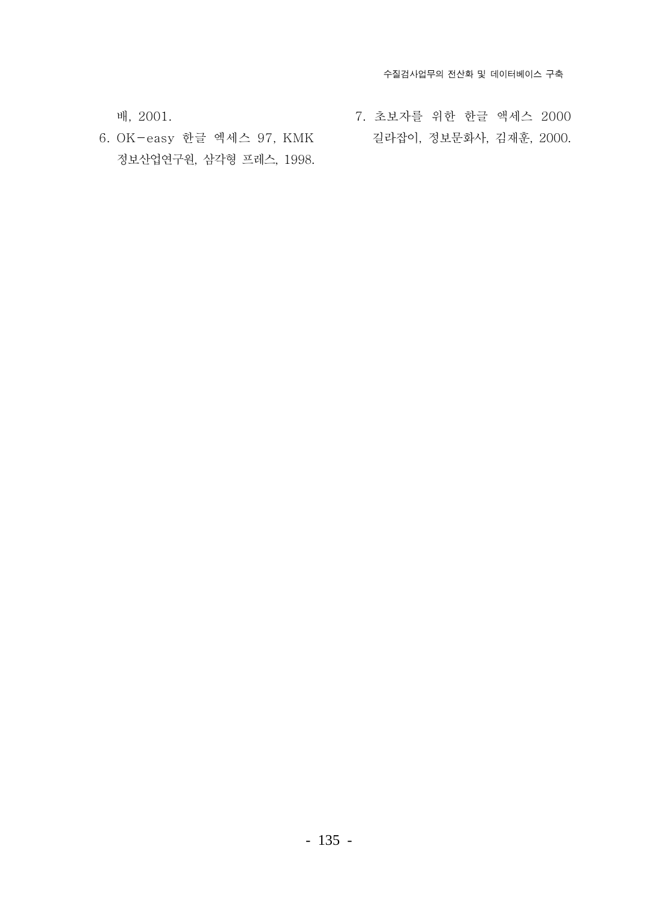배, 2001.

6. OK−easy 한글 엑세스 97, KMK 정보산업연구원, 삼각형 프레스, 1998.
7. 초보자를 위한 한글 액세스 2000 길라잡이, 정보문화사, 김재훈, 2000.